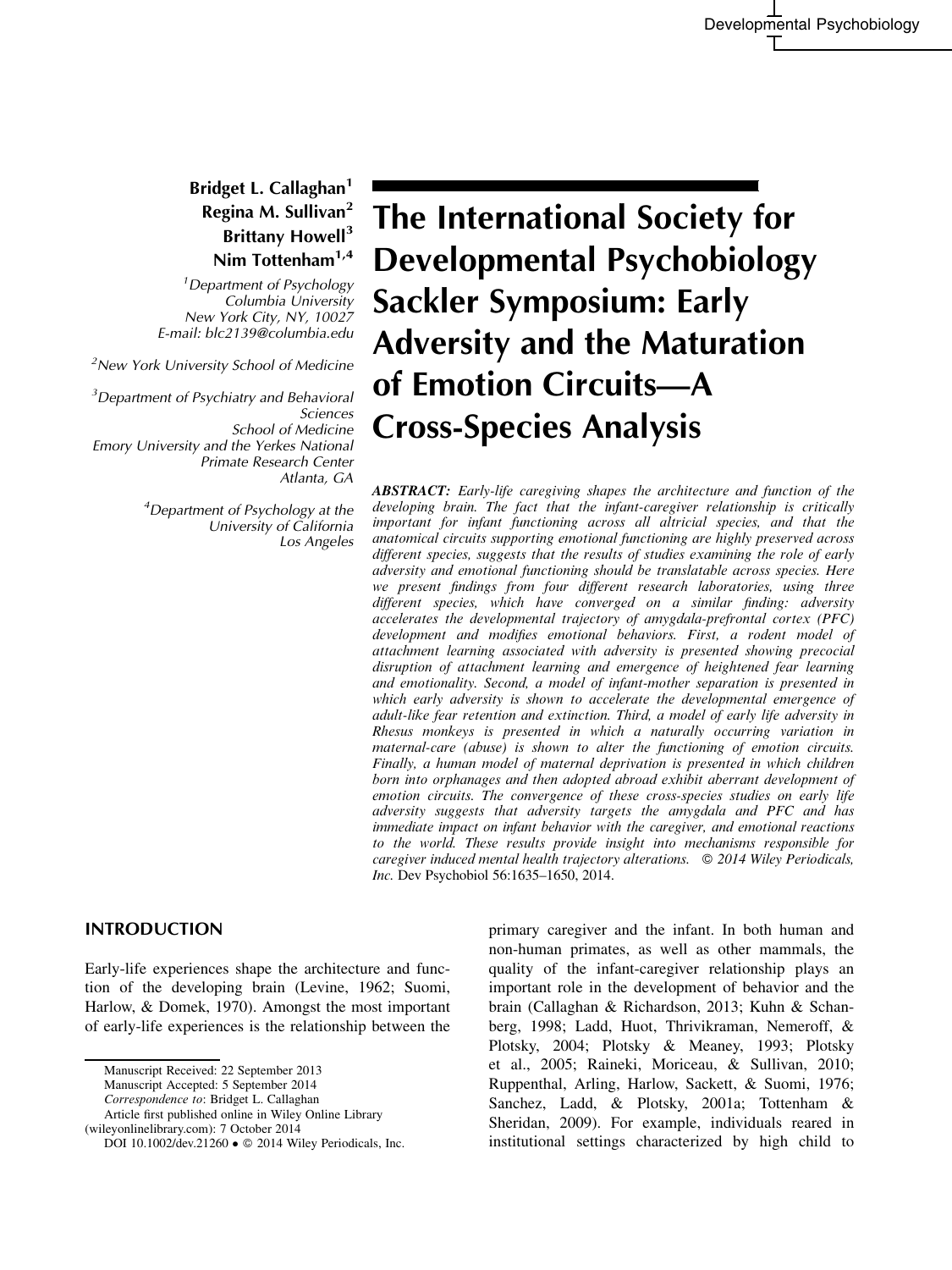# The International Society for Developmental Psychobiology Sackler Symposium: Early Adversity and the Maturation of Emotion Circuits—A Cross-Species Analysis

**Bridget L. Callaghan[1]**
**Regina M. Sullivan[2]**
**Brittany Howell[3]**
**Nim Tottenham[1,4]**

[1]*Department of Psychology*
*Columbia University*
*New York City, NY, 10027*
*E-mail: blc2139@columbia.edu*

[2]*New York University School of Medicine*

[3]*Department of Psychiatry and Behavioral Sciences*
*School of Medicine*
*Emory University and the Yerkes National Primate Research Center*
*Atlanta, GA*

[4]*Department of Psychology at the University of California*
*Los Angeles*

***ABSTRACT:*** *Early-life caregiving shapes the architecture and function of the developing brain. The fact that the infant-caregiver relationship is critically important for infant functioning across all altricial species, and that the anatomical circuits supporting emotional functioning are highly preserved across different species, suggests that the results of studies examining the role of early adversity and emotional functioning should be translatable across species. Here we present findings from four different research laboratories, using three different species, which have converged on a similar finding: adversity accelerates the developmental trajectory of amygdala-prefrontal cortex (PFC) development and modifies emotional behaviors. First, a rodent model of attachment learning associated with adversity is presented showing precocial disruption of attachment learning and emergence of heightened fear learning and emotionality. Second, a model of infant-mother separation is presented in which early adversity is shown to accelerate the developmental emergence of adult-like fear retention and extinction. Third, a model of early life adversity in Rhesus monkeys is presented in which a naturally occurring variation in maternal-care (abuse) is shown to alter the functioning of emotion circuits. Finally, a human model of maternal deprivation is presented in which children born into orphanages and then adopted abroad exhibit aberrant development of emotion circuits. The convergence of these cross-species studies on early life adversity suggests that adversity targets the amygdala and PFC and has immediate impact on infant behavior with the caregiver, and emotional reactions to the world. These results provide insight into mechanisms responsible for caregiver induced mental health trajectory alterations.* © *2014 Wiley Periodicals, Inc.* Dev Psychobiol 56:1635–1650, 2014.

## INTRODUCTION

Early-life experiences shape the architecture and function of the developing brain (Levine, 1962; Suomi, Harlow, & Domek, 1970). Amongst the most important of early-life experiences is the relationship between the primary caregiver and the infant. In both human and non-human primates, as well as other mammals, the quality of the infant-caregiver relationship plays an important role in the development of behavior and the brain (Callaghan & Richardson, 2013; Kuhn & Schanberg, 1998; Ladd, Huot, Thrivikraman, Nemeroff, & Plotsky, 2004; Plotsky & Meaney, 1993; Plotsky et al., 2005; Raineki, Moriceau, & Sullivan, 2010; Ruppenthal, Arling, Harlow, Sackett, & Suomi, 1976; Sanchez, Ladd, & Plotsky, 2001a; Tottenham & Sheridan, 2009). For example, individuals reared in institutional settings characterized by high child to

Manuscript Received: 22 September 2013
Manuscript Accepted: 5 September 2014
*Correspondence to*: Bridget L. Callaghan
Article first published online in Wiley Online Library (wileyonlinelibrary.com): 7 October 2014
DOI 10.1002/dev.21260 • © 2014 Wiley Periodicals, Inc.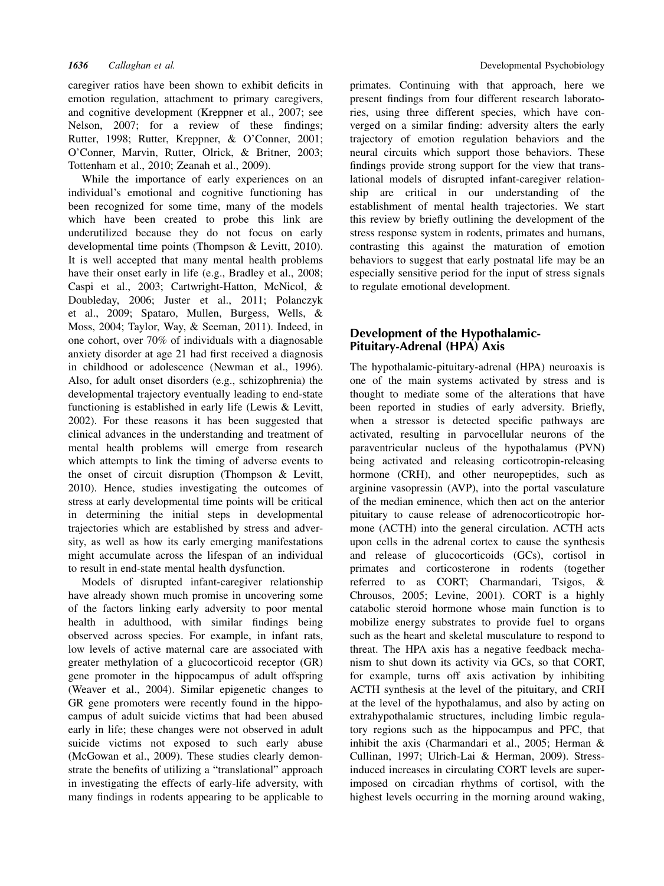caregiver ratios have been shown to exhibit deficits in emotion regulation, attachment to primary caregivers, and cognitive development (Kreppner et al., 2007; see Nelson, 2007; for a review of these findings; Rutter, 1998; Rutter, Kreppner, & O'Conner, 2001; O'Conner, Marvin, Rutter, Olrick, & Britner, 2003; Tottenham et al., 2010; Zeanah et al., 2009).

While the importance of early experiences on an individual's emotional and cognitive functioning has been recognized for some time, many of the models which have been created to probe this link are underutilized because they do not focus on early developmental time points (Thompson & Levitt, 2010). It is well accepted that many mental health problems have their onset early in life (e.g., Bradley et al., 2008; Caspi et al., 2003; Cartwright-Hatton, McNicol, & Doubleday, 2006; Juster et al., 2011; Polanczyk et al., 2009; Spataro, Mullen, Burgess, Wells, & Moss, 2004; Taylor, Way, & Seeman, 2011). Indeed, in one cohort, over 70% of individuals with a diagnosable anxiety disorder at age 21 had first received a diagnosis in childhood or adolescence (Newman et al., 1996). Also, for adult onset disorders (e.g., schizophrenia) the developmental trajectory eventually leading to end-state functioning is established in early life (Lewis & Levitt, 2002). For these reasons it has been suggested that clinical advances in the understanding and treatment of mental health problems will emerge from research which attempts to link the timing of adverse events to the onset of circuit disruption (Thompson & Levitt, 2010). Hence, studies investigating the outcomes of stress at early developmental time points will be critical in determining the initial steps in developmental trajectories which are established by stress and adversity, as well as how its early emerging manifestations might accumulate across the lifespan of an individual to result in end-state mental health dysfunction.

Models of disrupted infant-caregiver relationship have already shown much promise in uncovering some of the factors linking early adversity to poor mental health in adulthood, with similar findings being observed across species. For example, in infant rats, low levels of active maternal care are associated with greater methylation of a glucocorticoid receptor (GR) gene promoter in the hippocampus of adult offspring (Weaver et al., 2004). Similar epigenetic changes to GR gene promoters were recently found in the hippocampus of adult suicide victims that had been abused early in life; these changes were not observed in adult suicide victims not exposed to such early abuse (McGowan et al., 2009). These studies clearly demonstrate the benefits of utilizing a "translational" approach in investigating the effects of early-life adversity, with many findings in rodents appearing to be applicable to primates. Continuing with that approach, here we present findings from four different research laboratories, using three different species, which have converged on a similar finding: adversity alters the early trajectory of emotion regulation behaviors and the neural circuits which support those behaviors. These findings provide strong support for the view that translational models of disrupted infant-caregiver relationship are critical in our understanding of the establishment of mental health trajectories. We start this review by briefly outlining the development of the stress response system in rodents, primates and humans, contrasting this against the maturation of emotion behaviors to suggest that early postnatal life may be an especially sensitive period for the input of stress signals to regulate emotional development.

## Development of the Hypothalamic-Pituitary-Adrenal (HPA) Axis

The hypothalamic-pituitary-adrenal (HPA) neuroaxis is one of the main systems activated by stress and is thought to mediate some of the alterations that have been reported in studies of early adversity. Briefly, when a stressor is detected specific pathways are activated, resulting in parvocellular neurons of the paraventricular nucleus of the hypothalamus (PVN) being activated and releasing corticotropin-releasing hormone (CRH), and other neuropeptides, such as arginine vasopressin (AVP), into the portal vasculature of the median eminence, which then act on the anterior pituitary to cause release of adrenocorticotropic hormone (ACTH) into the general circulation. ACTH acts upon cells in the adrenal cortex to cause the synthesis and release of glucocorticoids (GCs), cortisol in primates and corticosterone in rodents (together referred to as CORT; Charmandari, Tsigos, & Chrousos, 2005; Levine, 2001). CORT is a highly catabolic steroid hormone whose main function is to mobilize energy substrates to provide fuel to organs such as the heart and skeletal musculature to respond to threat. The HPA axis has a negative feedback mechanism to shut down its activity via GCs, so that CORT, for example, turns off axis activation by inhibiting ACTH synthesis at the level of the pituitary, and CRH at the level of the hypothalamus, and also by acting on extrahypothalamic structures, including limbic regulatory regions such as the hippocampus and PFC, that inhibit the axis (Charmandari et al., 2005; Herman & Cullinan, 1997; Ulrich-Lai & Herman, 2009). Stress-induced increases in circulating CORT levels are superimposed on circadian rhythms of cortisol, with the highest levels occurring in the morning around waking,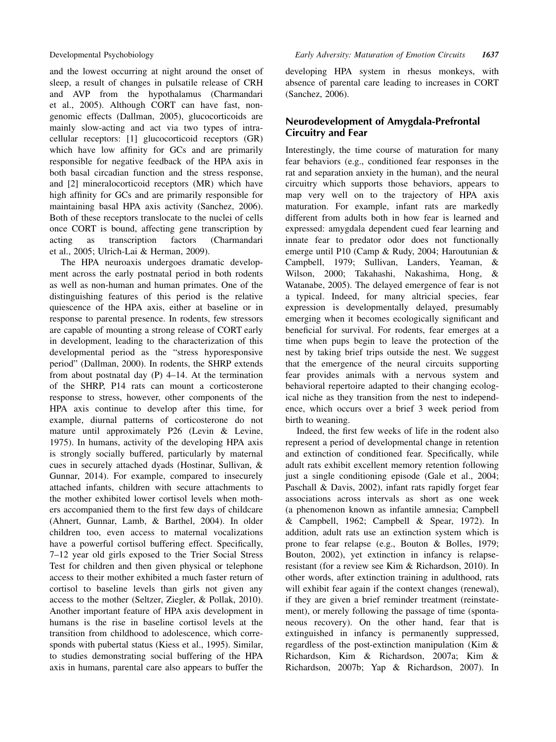and the lowest occurring at night around the onset of sleep, a result of changes in pulsatile release of CRH and AVP from the hypothalamus (Charmandari et al., 2005). Although CORT can have fast, non-genomic effects (Dallman, 2005), glucocorticoids are mainly slow-acting and act via two types of intracellular receptors: [1] glucocorticoid receptors (GR) which have low affinity for GCs and are primarily responsible for negative feedback of the HPA axis in both basal circadian function and the stress response, and [2] mineralocorticoid receptors (MR) which have high affinity for GCs and are primarily responsible for maintaining basal HPA axis activity (Sanchez, 2006). Both of these receptors translocate to the nuclei of cells once CORT is bound, affecting gene transcription by acting as transcription factors (Charmandari et al., 2005; Ulrich-Lai & Herman, 2009).

The HPA neuroaxis undergoes dramatic development across the early postnatal period in both rodents as well as non-human and human primates. One of the distinguishing features of this period is the relative quiescence of the HPA axis, either at baseline or in response to parental presence. In rodents, few stressors are capable of mounting a strong release of CORT early in development, leading to the characterization of this developmental period as the "stress hyporesponsive period" (Dallman, 2000). In rodents, the SHRP extends from about postnatal day (P) 4–14. At the termination of the SHRP, P14 rats can mount a corticosterone response to stress, however, other components of the HPA axis continue to develop after this time, for example, diurnal patterns of corticosterone do not mature until approximately P26 (Levin & Levine, 1975). In humans, activity of the developing HPA axis is strongly socially buffered, particularly by maternal cues in securely attached dyads (Hostinar, Sullivan, & Gunnar, 2014). For example, compared to insecurely attached infants, children with secure attachments to the mother exhibited lower cortisol levels when mothers accompanied them to the first few days of childcare (Ahnert, Gunnar, Lamb, & Barthel, 2004). In older children too, even access to maternal vocalizations have a powerful cortisol buffering effect. Specifically, 7–12 year old girls exposed to the Trier Social Stress Test for children and then given physical or telephone access to their mother exhibited a much faster return of cortisol to baseline levels than girls not given any access to the mother (Seltzer, Ziegler, & Pollak, 2010). Another important feature of HPA axis development in humans is the rise in baseline cortisol levels at the transition from childhood to adolescence, which corresponds with pubertal status (Kiess et al., 1995). Similar, to studies demonstrating social buffering of the HPA axis in humans, parental care also appears to buffer the developing HPA system in rhesus monkeys, with absence of parental care leading to increases in CORT (Sanchez, 2006).

## Neurodevelopment of Amygdala-Prefrontal Circuitry and Fear

Interestingly, the time course of maturation for many fear behaviors (e.g., conditioned fear responses in the rat and separation anxiety in the human), and the neural circuitry which supports those behaviors, appears to map very well on to the trajectory of HPA axis maturation. For example, infant rats are markedly different from adults both in how fear is learned and expressed: amygdala dependent cued fear learning and innate fear to predator odor does not functionally emerge until P10 (Camp & Rudy, 2004; Haroutunian & Campbell, 1979; Sullivan, Landers, Yeaman, & Wilson, 2000; Takahashi, Nakashima, Hong, & Watanabe, 2005). The delayed emergence of fear is not a typical. Indeed, for many altricial species, fear expression is developmentally delayed, presumably emerging when it becomes ecologically significant and beneficial for survival. For rodents, fear emerges at a time when pups begin to leave the protection of the nest by taking brief trips outside the nest. We suggest that the emergence of the neural circuits supporting fear provides animals with a nervous system and behavioral repertoire adapted to their changing ecological niche as they transition from the nest to independence, which occurs over a brief 3 week period from birth to weaning.

Indeed, the first few weeks of life in the rodent also represent a period of developmental change in retention and extinction of conditioned fear. Specifically, while adult rats exhibit excellent memory retention following just a single conditioning episode (Gale et al., 2004; Paschall & Davis, 2002), infant rats rapidly forget fear associations across intervals as short as one week (a phenomenon known as infantile amnesia; Campbell & Campbell, 1962; Campbell & Spear, 1972). In addition, adult rats use an extinction system which is prone to fear relapse (e.g., Bouton & Bolles, 1979; Bouton, 2002), yet extinction in infancy is relapse-resistant (for a review see Kim & Richardson, 2010). In other words, after extinction training in adulthood, rats will exhibit fear again if the context changes (renewal), if they are given a brief reminder treatment (reinstatement), or merely following the passage of time (spontaneous recovery). On the other hand, fear that is extinguished in infancy is permanently suppressed, regardless of the post-extinction manipulation (Kim & Richardson, Kim & Richardson, 2007a; Kim & Richardson, 2007b; Yap & Richardson, 2007). In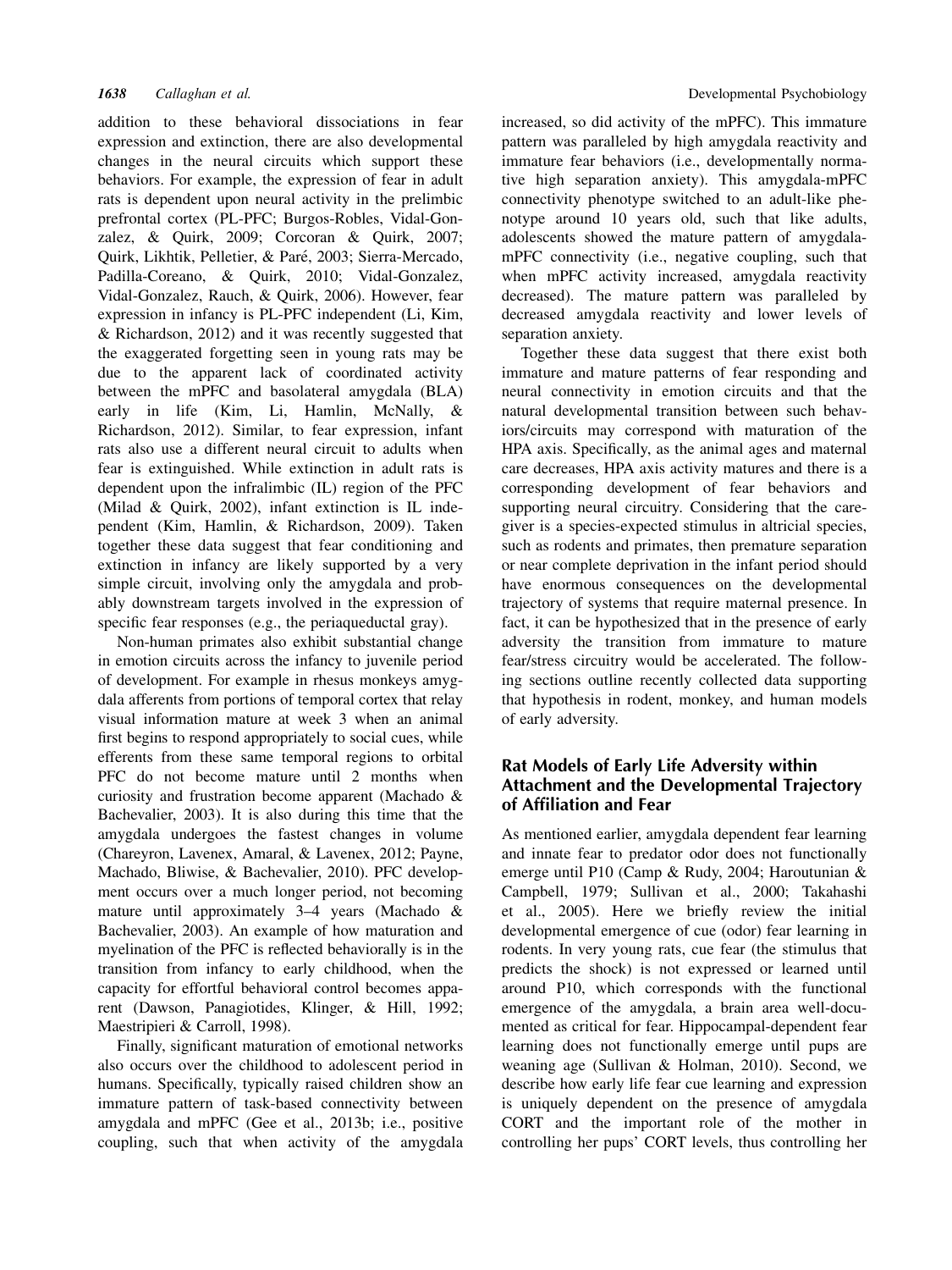addition to these behavioral dissociations in fear expression and extinction, there are also developmental changes in the neural circuits which support these behaviors. For example, the expression of fear in adult rats is dependent upon neural activity in the prelimbic prefrontal cortex (PL-PFC; Burgos-Robles, Vidal-Gonzalez, & Quirk, 2009; Corcoran & Quirk, 2007; Quirk, Likhtik, Pelletier, & Paré, 2003; Sierra-Mercado, Padilla-Coreano, & Quirk, 2010; Vidal-Gonzalez, Vidal-Gonzalez, Rauch, & Quirk, 2006). However, fear expression in infancy is PL-PFC independent (Li, Kim, & Richardson, 2012) and it was recently suggested that the exaggerated forgetting seen in young rats may be due to the apparent lack of coordinated activity between the mPFC and basolateral amygdala (BLA) early in life (Kim, Li, Hamlin, McNally, & Richardson, 2012). Similar, to fear expression, infant rats also use a different neural circuit to adults when fear is extinguished. While extinction in adult rats is dependent upon the infralimbic (IL) region of the PFC (Milad & Quirk, 2002), infant extinction is IL independent (Kim, Hamlin, & Richardson, 2009). Taken together these data suggest that fear conditioning and extinction in infancy are likely supported by a very simple circuit, involving only the amygdala and probably downstream targets involved in the expression of specific fear responses (e.g., the periaqueductal gray).

Non-human primates also exhibit substantial change in emotion circuits across the infancy to juvenile period of development. For example in rhesus monkeys amygdala afferents from portions of temporal cortex that relay visual information mature at week 3 when an animal first begins to respond appropriately to social cues, while efferents from these same temporal regions to orbital PFC do not become mature until 2 months when curiosity and frustration become apparent (Machado & Bachevalier, 2003). It is also during this time that the amygdala undergoes the fastest changes in volume (Chareyron, Lavenex, Amaral, & Lavenex, 2012; Payne, Machado, Bliwise, & Bachevalier, 2010). PFC development occurs over a much longer period, not becoming mature until approximately 3–4 years (Machado & Bachevalier, 2003). An example of how maturation and myelination of the PFC is reflected behaviorally is in the transition from infancy to early childhood, when the capacity for effortful behavioral control becomes apparent (Dawson, Panagiotides, Klinger, & Hill, 1992; Maestripieri & Carroll, 1998).

Finally, significant maturation of emotional networks also occurs over the childhood to adolescent period in humans. Specifically, typically raised children show an immature pattern of task-based connectivity between amygdala and mPFC (Gee et al., 2013b; i.e., positive coupling, such that when activity of the amygdala increased, so did activity of the mPFC). This immature pattern was paralleled by high amygdala reactivity and immature fear behaviors (i.e., developmentally normative high separation anxiety). This amygdala-mPFC connectivity phenotype switched to an adult-like phenotype around 10 years old, such that like adults, adolescents showed the mature pattern of amygdala-mPFC connectivity (i.e., negative coupling, such that when mPFC activity increased, amygdala reactivity decreased). The mature pattern was paralleled by decreased amygdala reactivity and lower levels of separation anxiety.

Together these data suggest that there exist both immature and mature patterns of fear responding and neural connectivity in emotion circuits and that the natural developmental transition between such behaviors/circuits may correspond with maturation of the HPA axis. Specifically, as the animal ages and maternal care decreases, HPA axis activity matures and there is a corresponding development of fear behaviors and supporting neural circuitry. Considering that the caregiver is a species-expected stimulus in altricial species, such as rodents and primates, then premature separation or near complete deprivation in the infant period should have enormous consequences on the developmental trajectory of systems that require maternal presence. In fact, it can be hypothesized that in the presence of early adversity the transition from immature to mature fear/stress circuitry would be accelerated. The following sections outline recently collected data supporting that hypothesis in rodent, monkey, and human models of early adversity.

## Rat Models of Early Life Adversity within Attachment and the Developmental Trajectory of Affiliation and Fear

As mentioned earlier, amygdala dependent fear learning and innate fear to predator odor does not functionally emerge until P10 (Camp & Rudy, 2004; Haroutunian & Campbell, 1979; Sullivan et al., 2000; Takahashi et al., 2005). Here we briefly review the initial developmental emergence of cue (odor) fear learning in rodents. In very young rats, cue fear (the stimulus that predicts the shock) is not expressed or learned until around P10, which corresponds with the functional emergence of the amygdala, a brain area well-documented as critical for fear. Hippocampal-dependent fear learning does not functionally emerge until pups are weaning age (Sullivan & Holman, 2010). Second, we describe how early life fear cue learning and expression is uniquely dependent on the presence of amygdala CORT and the important role of the mother in controlling her pups' CORT levels, thus controlling her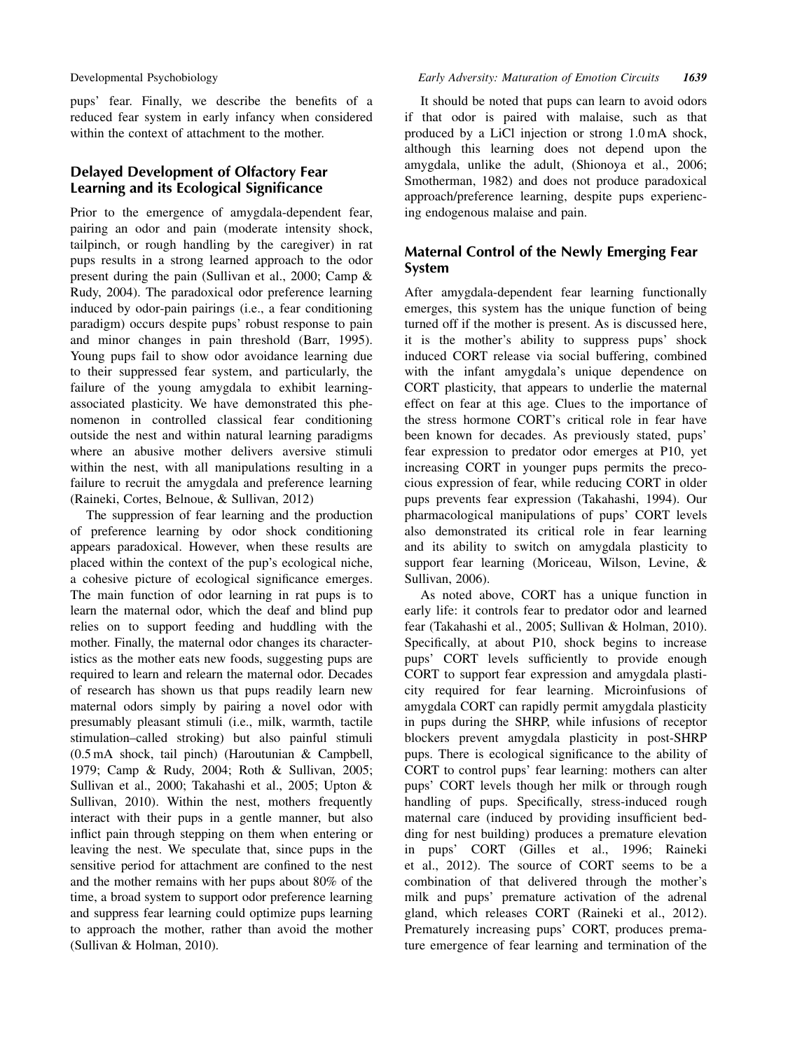pups' fear. Finally, we describe the benefits of a reduced fear system in early infancy when considered within the context of attachment to the mother.

## Delayed Development of Olfactory Fear Learning and its Ecological Significance

Prior to the emergence of amygdala-dependent fear, pairing an odor and pain (moderate intensity shock, tailpinch, or rough handling by the caregiver) in rat pups results in a strong learned approach to the odor present during the pain (Sullivan et al., 2000; Camp & Rudy, 2004). The paradoxical odor preference learning induced by odor-pain pairings (i.e., a fear conditioning paradigm) occurs despite pups' robust response to pain and minor changes in pain threshold (Barr, 1995). Young pups fail to show odor avoidance learning due to their suppressed fear system, and particularly, the failure of the young amygdala to exhibit learning-associated plasticity. We have demonstrated this phenomenon in controlled classical fear conditioning outside the nest and within natural learning paradigms where an abusive mother delivers aversive stimuli within the nest, with all manipulations resulting in a failure to recruit the amygdala and preference learning (Raineki, Cortes, Belnoue, & Sullivan, 2012)

The suppression of fear learning and the production of preference learning by odor shock conditioning appears paradoxical. However, when these results are placed within the context of the pup's ecological niche, a cohesive picture of ecological significance emerges. The main function of odor learning in rat pups is to learn the maternal odor, which the deaf and blind pup relies on to support feeding and huddling with the mother. Finally, the maternal odor changes its characteristics as the mother eats new foods, suggesting pups are required to learn and relearn the maternal odor. Decades of research has shown us that pups readily learn new maternal odors simply by pairing a novel odor with presumably pleasant stimuli (i.e., milk, warmth, tactile stimulation–called stroking) but also painful stimuli (0.5 mA shock, tail pinch) (Haroutunian & Campbell, 1979; Camp & Rudy, 2004; Roth & Sullivan, 2005; Sullivan et al., 2000; Takahashi et al., 2005; Upton & Sullivan, 2010). Within the nest, mothers frequently interact with their pups in a gentle manner, but also inflict pain through stepping on them when entering or leaving the nest. We speculate that, since pups in the sensitive period for attachment are confined to the nest and the mother remains with her pups about 80% of the time, a broad system to support odor preference learning and suppress fear learning could optimize pups learning to approach the mother, rather than avoid the mother (Sullivan & Holman, 2010).

It should be noted that pups can learn to avoid odors if that odor is paired with malaise, such as that produced by a LiCl injection or strong 1.0 mA shock, although this learning does not depend upon the amygdala, unlike the adult, (Shionoya et al., 2006; Smotherman, 1982) and does not produce paradoxical approach/preference learning, despite pups experiencing endogenous malaise and pain.

## Maternal Control of the Newly Emerging Fear System

After amygdala-dependent fear learning functionally emerges, this system has the unique function of being turned off if the mother is present. As is discussed here, it is the mother's ability to suppress pups' shock induced CORT release via social buffering, combined with the infant amygdala's unique dependence on CORT plasticity, that appears to underlie the maternal effect on fear at this age. Clues to the importance of the stress hormone CORT's critical role in fear have been known for decades. As previously stated, pups' fear expression to predator odor emerges at P10, yet increasing CORT in younger pups permits the precocious expression of fear, while reducing CORT in older pups prevents fear expression (Takahashi, 1994). Our pharmacological manipulations of pups' CORT levels also demonstrated its critical role in fear learning and its ability to switch on amygdala plasticity to support fear learning (Moriceau, Wilson, Levine, & Sullivan, 2006).

As noted above, CORT has a unique function in early life: it controls fear to predator odor and learned fear (Takahashi et al., 2005; Sullivan & Holman, 2010). Specifically, at about P10, shock begins to increase pups' CORT levels sufficiently to provide enough CORT to support fear expression and amygdala plasticity required for fear learning. Microinfusions of amygdala CORT can rapidly permit amygdala plasticity in pups during the SHRP, while infusions of receptor blockers prevent amygdala plasticity in post-SHRP pups. There is ecological significance to the ability of CORT to control pups' fear learning: mothers can alter pups' CORT levels though her milk or through rough handling of pups. Specifically, stress-induced rough maternal care (induced by providing insufficient bedding for nest building) produces a premature elevation in pups' CORT (Gilles et al., 1996; Raineki et al., 2012). The source of CORT seems to be a combination of that delivered through the mother's milk and pups' premature activation of the adrenal gland, which releases CORT (Raineki et al., 2012). Prematurely increasing pups' CORT, produces premature emergence of fear learning and termination of the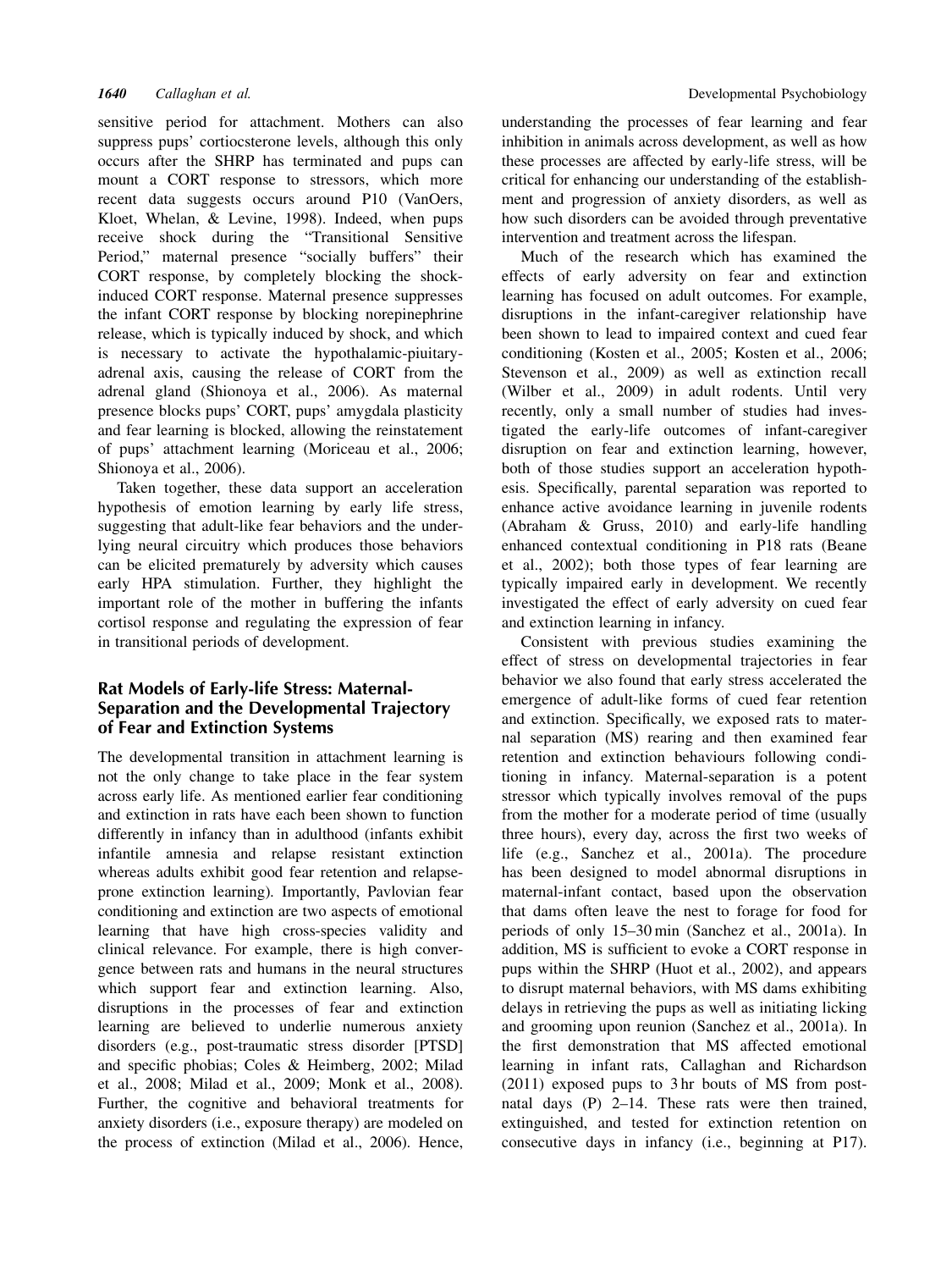sensitive period for attachment. Mothers can also suppress pups' cortiocsterone levels, although this only occurs after the SHRP has terminated and pups can mount a CORT response to stressors, which more recent data suggests occurs around P10 (VanOers, Kloet, Whelan, & Levine, 1998). Indeed, when pups receive shock during the "Transitional Sensitive Period," maternal presence "socially buffers" their CORT response, by completely blocking the shock-induced CORT response. Maternal presence suppresses the infant CORT response by blocking norepinephrine release, which is typically induced by shock, and which is necessary to activate the hypothalamic-piuitary-adrenal axis, causing the release of CORT from the adrenal gland (Shionoya et al., 2006). As maternal presence blocks pups' CORT, pups' amygdala plasticity and fear learning is blocked, allowing the reinstatement of pups' attachment learning (Moriceau et al., 2006; Shionoya et al., 2006).

Taken together, these data support an acceleration hypothesis of emotion learning by early life stress, suggesting that adult-like fear behaviors and the underlying neural circuitry which produces those behaviors can be elicited prematurely by adversity which causes early HPA stimulation. Further, they highlight the important role of the mother in buffering the infants cortisol response and regulating the expression of fear in transitional periods of development.

## Rat Models of Early-life Stress: Maternal-Separation and the Developmental Trajectory of Fear and Extinction Systems

The developmental transition in attachment learning is not the only change to take place in the fear system across early life. As mentioned earlier fear conditioning and extinction in rats have each been shown to function differently in infancy than in adulthood (infants exhibit infantile amnesia and relapse resistant extinction whereas adults exhibit good fear retention and relapse-prone extinction learning). Importantly, Pavlovian fear conditioning and extinction are two aspects of emotional learning that have high cross-species validity and clinical relevance. For example, there is high convergence between rats and humans in the neural structures which support fear and extinction learning. Also, disruptions in the processes of fear and extinction learning are believed to underlie numerous anxiety disorders (e.g., post-traumatic stress disorder [PTSD] and specific phobias; Coles & Heimberg, 2002; Milad et al., 2008; Milad et al., 2009; Monk et al., 2008). Further, the cognitive and behavioral treatments for anxiety disorders (i.e., exposure therapy) are modeled on the process of extinction (Milad et al., 2006). Hence, understanding the processes of fear learning and fear inhibition in animals across development, as well as how these processes are affected by early-life stress, will be critical for enhancing our understanding of the establishment and progression of anxiety disorders, as well as how such disorders can be avoided through preventative intervention and treatment across the lifespan.

Much of the research which has examined the effects of early adversity on fear and extinction learning has focused on adult outcomes. For example, disruptions in the infant-caregiver relationship have been shown to lead to impaired context and cued fear conditioning (Kosten et al., 2005; Kosten et al., 2006; Stevenson et al., 2009) as well as extinction recall (Wilber et al., 2009) in adult rodents. Until very recently, only a small number of studies had investigated the early-life outcomes of infant-caregiver disruption on fear and extinction learning, however, both of those studies support an acceleration hypothesis. Specifically, parental separation was reported to enhance active avoidance learning in juvenile rodents (Abraham & Gruss, 2010) and early-life handling enhanced contextual conditioning in P18 rats (Beane et al., 2002); both those types of fear learning are typically impaired early in development. We recently investigated the effect of early adversity on cued fear and extinction learning in infancy.

Consistent with previous studies examining the effect of stress on developmental trajectories in fear behavior we also found that early stress accelerated the emergence of adult-like forms of cued fear retention and extinction. Specifically, we exposed rats to maternal separation (MS) rearing and then examined fear retention and extinction behaviours following conditioning in infancy. Maternal-separation is a potent stressor which typically involves removal of the pups from the mother for a moderate period of time (usually three hours), every day, across the first two weeks of life (e.g., Sanchez et al., 2001a). The procedure has been designed to model abnormal disruptions in maternal-infant contact, based upon the observation that dams often leave the nest to forage for food for periods of only 15–30 min (Sanchez et al., 2001a). In addition, MS is sufficient to evoke a CORT response in pups within the SHRP (Huot et al., 2002), and appears to disrupt maternal behaviors, with MS dams exhibiting delays in retrieving the pups as well as initiating licking and grooming upon reunion (Sanchez et al., 2001a). In the first demonstration that MS affected emotional learning in infant rats, Callaghan and Richardson (2011) exposed pups to 3 hr bouts of MS from postnatal days (P) 2–14. These rats were then trained, extinguished, and tested for extinction retention on consecutive days in infancy (i.e., beginning at P17).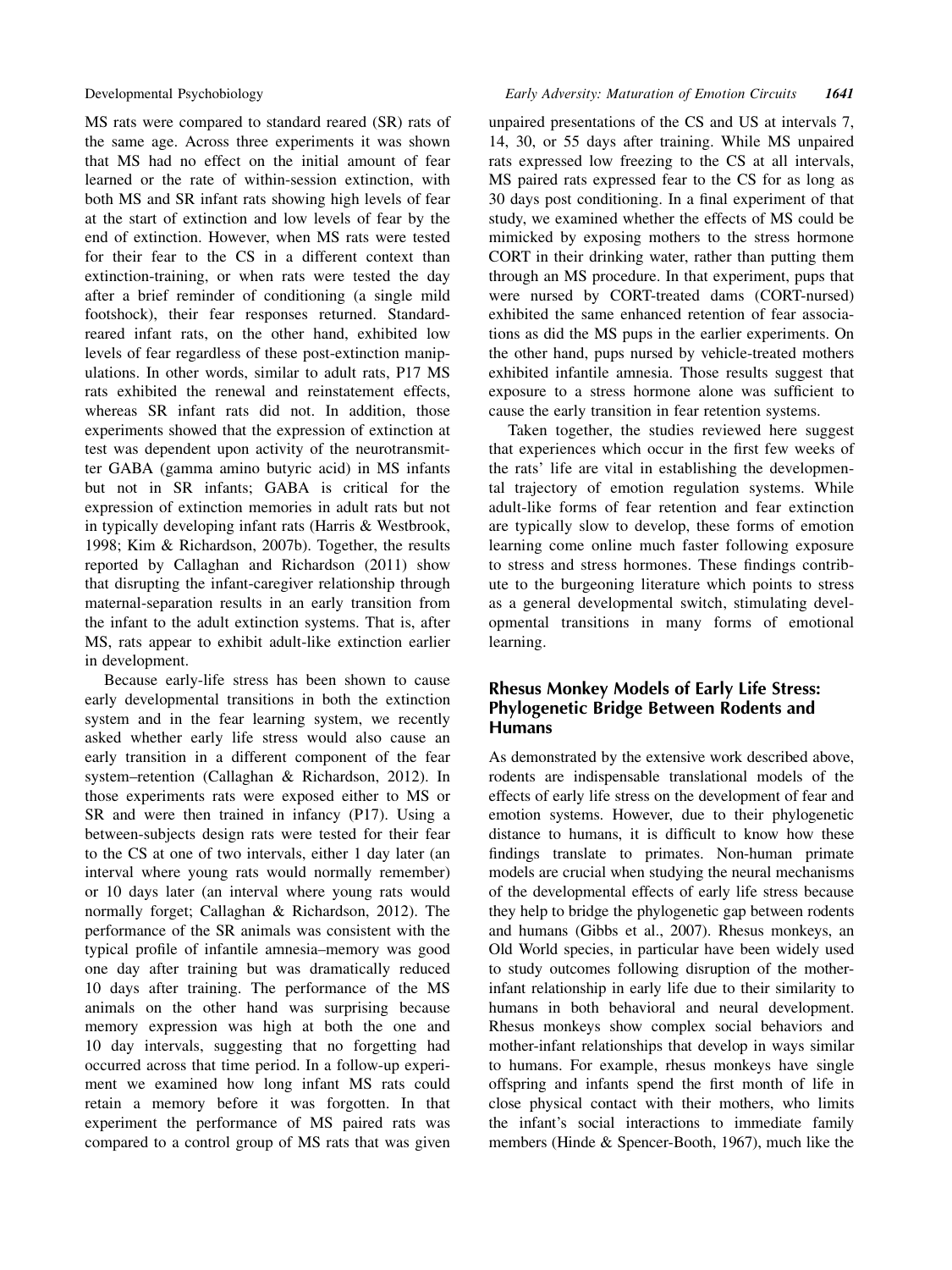MS rats were compared to standard reared (SR) rats of the same age. Across three experiments it was shown that MS had no effect on the initial amount of fear learned or the rate of within-session extinction, with both MS and SR infant rats showing high levels of fear at the start of extinction and low levels of fear by the end of extinction. However, when MS rats were tested for their fear to the CS in a different context than extinction-training, or when rats were tested the day after a brief reminder of conditioning (a single mild footshock), their fear responses returned. Standard-reared infant rats, on the other hand, exhibited low levels of fear regardless of these post-extinction manipulations. In other words, similar to adult rats, P17 MS rats exhibited the renewal and reinstatement effects, whereas SR infant rats did not. In addition, those experiments showed that the expression of extinction at test was dependent upon activity of the neurotransmitter GABA (gamma amino butyric acid) in MS infants but not in SR infants; GABA is critical for the expression of extinction memories in adult rats but not in typically developing infant rats (Harris & Westbrook, 1998; Kim & Richardson, 2007b). Together, the results reported by Callaghan and Richardson (2011) show that disrupting the infant-caregiver relationship through maternal-separation results in an early transition from the infant to the adult extinction systems. That is, after MS, rats appear to exhibit adult-like extinction earlier in development.

Because early-life stress has been shown to cause early developmental transitions in both the extinction system and in the fear learning system, we recently asked whether early life stress would also cause an early transition in a different component of the fear system–retention (Callaghan & Richardson, 2012). In those experiments rats were exposed either to MS or SR and were then trained in infancy (P17). Using a between-subjects design rats were tested for their fear to the CS at one of two intervals, either 1 day later (an interval where young rats would normally remember) or 10 days later (an interval where young rats would normally forget; Callaghan & Richardson, 2012). The performance of the SR animals was consistent with the typical profile of infantile amnesia–memory was good one day after training but was dramatically reduced 10 days after training. The performance of the MS animals on the other hand was surprising because memory expression was high at both the one and 10 day intervals, suggesting that no forgetting had occurred across that time period. In a follow-up experiment we examined how long infant MS rats could retain a memory before it was forgotten. In that experiment the performance of MS paired rats was compared to a control group of MS rats that was given unpaired presentations of the CS and US at intervals 7, 14, 30, or 55 days after training. While MS unpaired rats expressed low freezing to the CS at all intervals, MS paired rats expressed fear to the CS for as long as 30 days post conditioning. In a final experiment of that study, we examined whether the effects of MS could be mimicked by exposing mothers to the stress hormone CORT in their drinking water, rather than putting them through an MS procedure. In that experiment, pups that were nursed by CORT-treated dams (CORT-nursed) exhibited the same enhanced retention of fear associations as did the MS pups in the earlier experiments. On the other hand, pups nursed by vehicle-treated mothers exhibited infantile amnesia. Those results suggest that exposure to a stress hormone alone was sufficient to cause the early transition in fear retention systems.

Taken together, the studies reviewed here suggest that experiences which occur in the first few weeks of the rats' life are vital in establishing the developmental trajectory of emotion regulation systems. While adult-like forms of fear retention and fear extinction are typically slow to develop, these forms of emotion learning come online much faster following exposure to stress and stress hormones. These findings contribute to the burgeoning literature which points to stress as a general developmental switch, stimulating developmental transitions in many forms of emotional learning.

## Rhesus Monkey Models of Early Life Stress: Phylogenetic Bridge Between Rodents and Humans

As demonstrated by the extensive work described above, rodents are indispensable translational models of the effects of early life stress on the development of fear and emotion systems. However, due to their phylogenetic distance to humans, it is difficult to know how these findings translate to primates. Non-human primate models are crucial when studying the neural mechanisms of the developmental effects of early life stress because they help to bridge the phylogenetic gap between rodents and humans (Gibbs et al., 2007). Rhesus monkeys, an Old World species, in particular have been widely used to study outcomes following disruption of the mother-infant relationship in early life due to their similarity to humans in both behavioral and neural development. Rhesus monkeys show complex social behaviors and mother-infant relationships that develop in ways similar to humans. For example, rhesus monkeys have single offspring and infants spend the first month of life in close physical contact with their mothers, who limits the infant's social interactions to immediate family members (Hinde & Spencer-Booth, 1967), much like the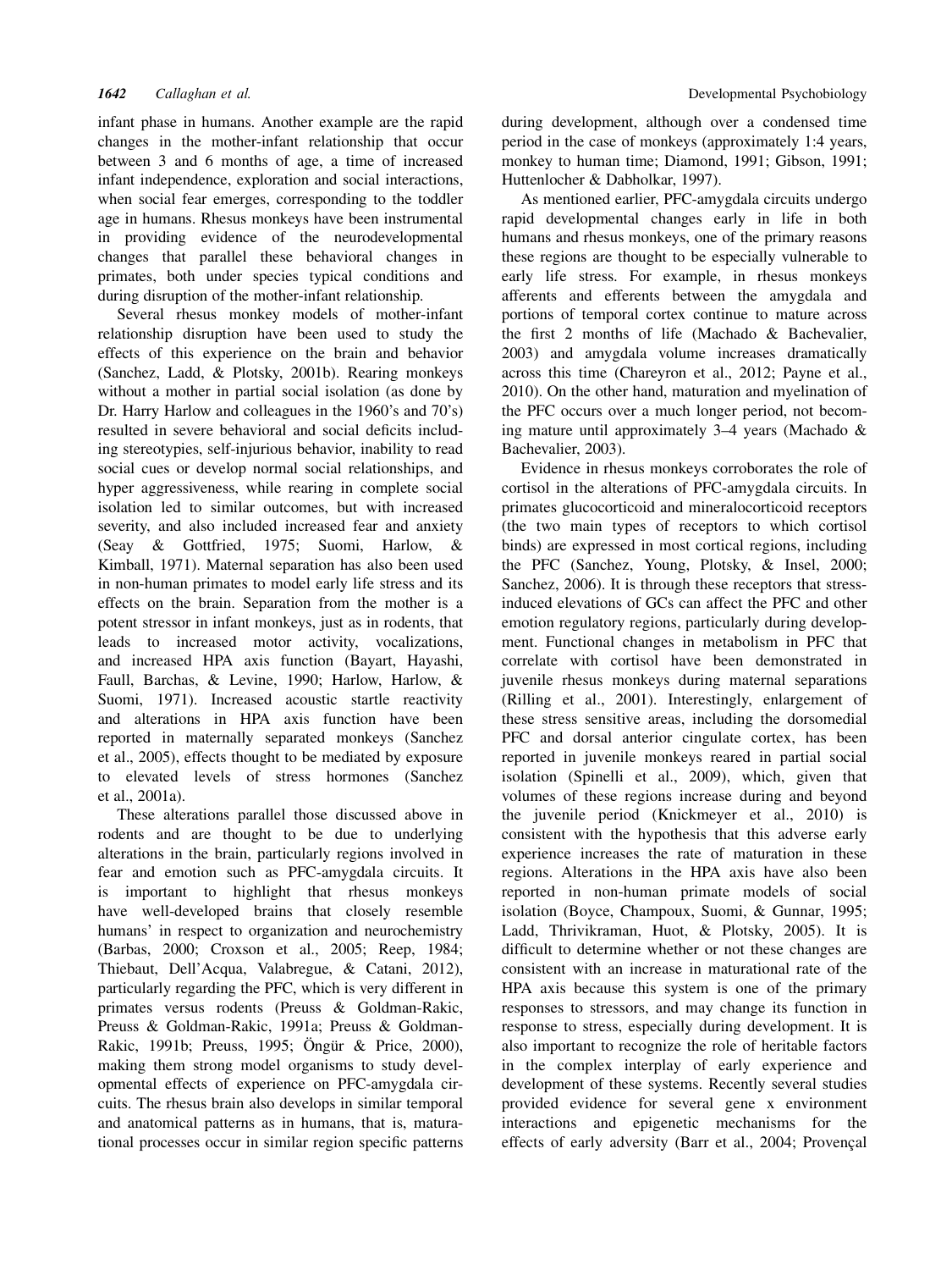infant phase in humans. Another example are the rapid changes in the mother-infant relationship that occur between 3 and 6 months of age, a time of increased infant independence, exploration and social interactions, when social fear emerges, corresponding to the toddler age in humans. Rhesus monkeys have been instrumental in providing evidence of the neurodevelopmental changes that parallel these behavioral changes in primates, both under species typical conditions and during disruption of the mother-infant relationship.

Several rhesus monkey models of mother-infant relationship disruption have been used to study the effects of this experience on the brain and behavior (Sanchez, Ladd, & Plotsky, 2001b). Rearing monkeys without a mother in partial social isolation (as done by Dr. Harry Harlow and colleagues in the 1960's and 70's) resulted in severe behavioral and social deficits including stereotypies, self-injurious behavior, inability to read social cues or develop normal social relationships, and hyper aggressiveness, while rearing in complete social isolation led to similar outcomes, but with increased severity, and also included increased fear and anxiety (Seay & Gottfried, 1975; Suomi, Harlow, & Kimball, 1971). Maternal separation has also been used in non-human primates to model early life stress and its effects on the brain. Separation from the mother is a potent stressor in infant monkeys, just as in rodents, that leads to increased motor activity, vocalizations, and increased HPA axis function (Bayart, Hayashi, Faull, Barchas, & Levine, 1990; Harlow, Harlow, & Suomi, 1971). Increased acoustic startle reactivity and alterations in HPA axis function have been reported in maternally separated monkeys (Sanchez et al., 2005), effects thought to be mediated by exposure to elevated levels of stress hormones (Sanchez et al., 2001a).

These alterations parallel those discussed above in rodents and are thought to be due to underlying alterations in the brain, particularly regions involved in fear and emotion such as PFC-amygdala circuits. It is important to highlight that rhesus monkeys have well-developed brains that closely resemble humans' in respect to organization and neurochemistry (Barbas, 2000; Croxson et al., 2005; Reep, 1984; Thiebaut, Dell'Acqua, Valabregue, & Catani, 2012), particularly regarding the PFC, which is very different in primates versus rodents (Preuss & Goldman-Rakic, Preuss & Goldman-Rakic, 1991a; Preuss & Goldman-Rakic, 1991b; Preuss, 1995; Öngür & Price, 2000), making them strong model organisms to study developmental effects of experience on PFC-amygdala circuits. The rhesus brain also develops in similar temporal and anatomical patterns as in humans, that is, maturational processes occur in similar region specific patterns during development, although over a condensed time period in the case of monkeys (approximately 1:4 years, monkey to human time; Diamond, 1991; Gibson, 1991; Huttenlocher & Dabholkar, 1997).

As mentioned earlier, PFC-amygdala circuits undergo rapid developmental changes early in life in both humans and rhesus monkeys, one of the primary reasons these regions are thought to be especially vulnerable to early life stress. For example, in rhesus monkeys afferents and efferents between the amygdala and portions of temporal cortex continue to mature across the first 2 months of life (Machado & Bachevalier, 2003) and amygdala volume increases dramatically across this time (Chareyron et al., 2012; Payne et al., 2010). On the other hand, maturation and myelination of the PFC occurs over a much longer period, not becoming mature until approximately 3–4 years (Machado & Bachevalier, 2003).

Evidence in rhesus monkeys corroborates the role of cortisol in the alterations of PFC-amygdala circuits. In primates glucocorticoid and mineralocorticoid receptors (the two main types of receptors to which cortisol binds) are expressed in most cortical regions, including the PFC (Sanchez, Young, Plotsky, & Insel, 2000; Sanchez, 2006). It is through these receptors that stress-induced elevations of GCs can affect the PFC and other emotion regulatory regions, particularly during development. Functional changes in metabolism in PFC that correlate with cortisol have been demonstrated in juvenile rhesus monkeys during maternal separations (Rilling et al., 2001). Interestingly, enlargement of these stress sensitive areas, including the dorsomedial PFC and dorsal anterior cingulate cortex, has been reported in juvenile monkeys reared in partial social isolation (Spinelli et al., 2009), which, given that volumes of these regions increase during and beyond the juvenile period (Knickmeyer et al., 2010) is consistent with the hypothesis that this adverse early experience increases the rate of maturation in these regions. Alterations in the HPA axis have also been reported in non-human primate models of social isolation (Boyce, Champoux, Suomi, & Gunnar, 1995; Ladd, Thrivikraman, Huot, & Plotsky, 2005). It is difficult to determine whether or not these changes are consistent with an increase in maturational rate of the HPA axis because this system is one of the primary responses to stressors, and may change its function in response to stress, especially during development. It is also important to recognize the role of heritable factors in the complex interplay of early experience and development of these systems. Recently several studies provided evidence for several gene x environment interactions and epigenetic mechanisms for the effects of early adversity (Barr et al., 2004; Provençal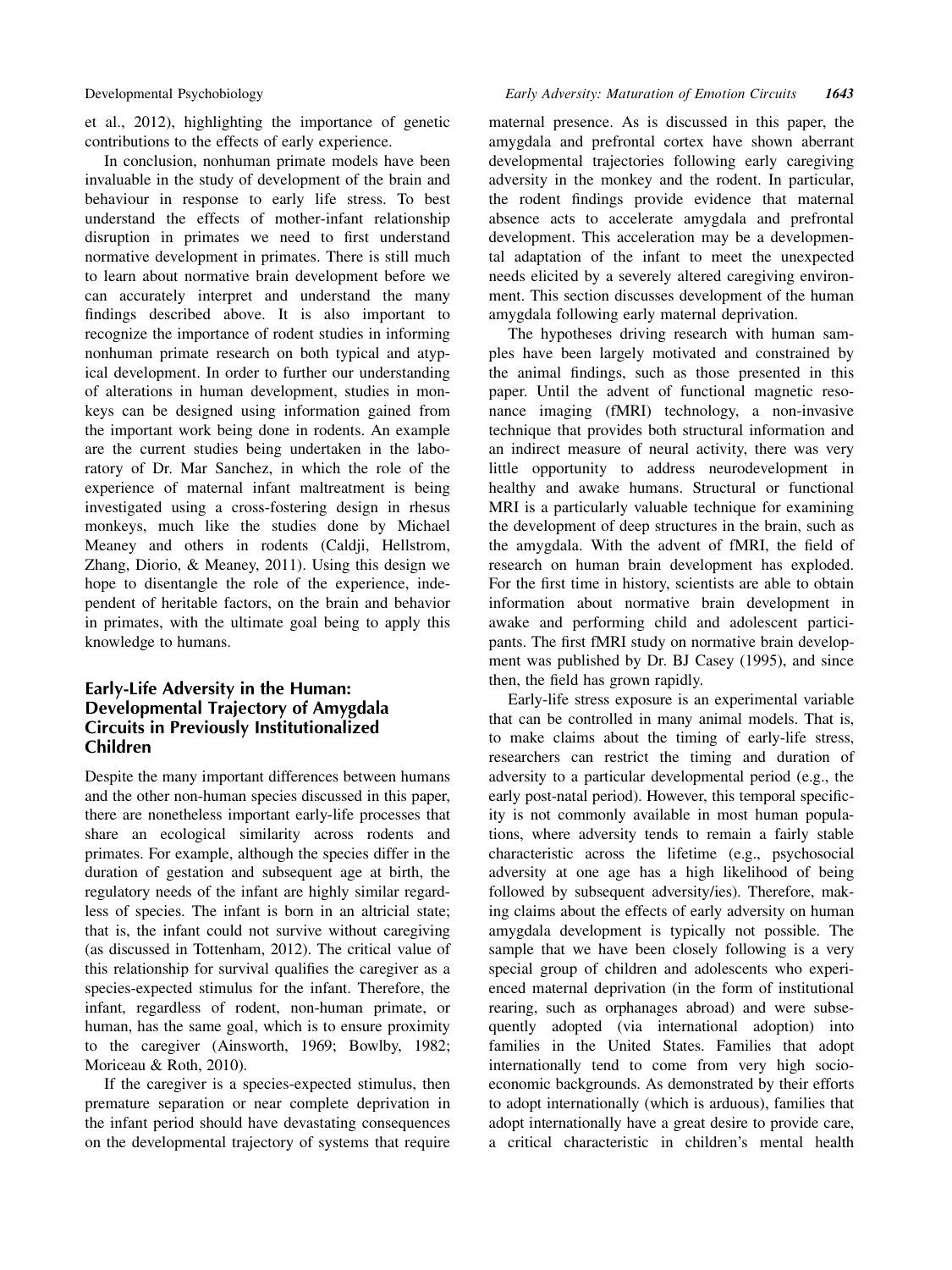et al., 2012), highlighting the importance of genetic contributions to the effects of early experience.

In conclusion, nonhuman primate models have been invaluable in the study of development of the brain and behaviour in response to early life stress. To best understand the effects of mother-infant relationship disruption in primates we need to first understand normative development in primates. There is still much to learn about normative brain development before we can accurately interpret and understand the many findings described above. It is also important to recognize the importance of rodent studies in informing nonhuman primate research on both typical and atypical development. In order to further our understanding of alterations in human development, studies in monkeys can be designed using information gained from the important work being done in rodents. An example are the current studies being undertaken in the laboratory of Dr. Mar Sanchez, in which the role of the experience of maternal infant maltreatment is being investigated using a cross-fostering design in rhesus monkeys, much like the studies done by Michael Meaney and others in rodents (Caldji, Hellstrom, Zhang, Diorio, & Meaney, 2011). Using this design we hope to disentangle the role of the experience, independent of heritable factors, on the brain and behavior in primates, with the ultimate goal being to apply this knowledge to humans.

## Early-Life Adversity in the Human: Developmental Trajectory of Amygdala Circuits in Previously Institutionalized Children

Despite the many important differences between humans and the other non-human species discussed in this paper, there are nonetheless important early-life processes that share an ecological similarity across rodents and primates. For example, although the species differ in the duration of gestation and subsequent age at birth, the regulatory needs of the infant are highly similar regardless of species. The infant is born in an altricial state; that is, the infant could not survive without caregiving (as discussed in Tottenham, 2012). The critical value of this relationship for survival qualifies the caregiver as a species-expected stimulus for the infant. Therefore, the infant, regardless of rodent, non-human primate, or human, has the same goal, which is to ensure proximity to the caregiver (Ainsworth, 1969; Bowlby, 1982; Moriceau & Roth, 2010).

If the caregiver is a species-expected stimulus, then premature separation or near complete deprivation in the infant period should have devastating consequences on the developmental trajectory of systems that require maternal presence. As is discussed in this paper, the amygdala and prefrontal cortex have shown aberrant developmental trajectories following early caregiving adversity in the monkey and the rodent. In particular, the rodent findings provide evidence that maternal absence acts to accelerate amygdala and prefrontal development. This acceleration may be a developmental adaptation of the infant to meet the unexpected needs elicited by a severely altered caregiving environment. This section discusses development of the human amygdala following early maternal deprivation.

The hypotheses driving research with human samples have been largely motivated and constrained by the animal findings, such as those presented in this paper. Until the advent of functional magnetic resonance imaging (fMRI) technology, a non-invasive technique that provides both structural information and an indirect measure of neural activity, there was very little opportunity to address neurodevelopment in healthy and awake humans. Structural or functional MRI is a particularly valuable technique for examining the development of deep structures in the brain, such as the amygdala. With the advent of fMRI, the field of research on human brain development has exploded. For the first time in history, scientists are able to obtain information about normative brain development in awake and performing child and adolescent participants. The first fMRI study on normative brain development was published by Dr. BJ Casey (1995), and since then, the field has grown rapidly.

Early-life stress exposure is an experimental variable that can be controlled in many animal models. That is, to make claims about the timing of early-life stress, researchers can restrict the timing and duration of adversity to a particular developmental period (e.g., the early post-natal period). However, this temporal specificity is not commonly available in most human populations, where adversity tends to remain a fairly stable characteristic across the lifetime (e.g., psychosocial adversity at one age has a high likelihood of being followed by subsequent adversity/ies). Therefore, making claims about the effects of early adversity on human amygdala development is typically not possible. The sample that we have been closely following is a very special group of children and adolescents who experienced maternal deprivation (in the form of institutional rearing, such as orphanages abroad) and were subsequently adopted (via international adoption) into families in the United States. Families that adopt internationally tend to come from very high socioeconomic backgrounds. As demonstrated by their efforts to adopt internationally (which is arduous), families that adopt internationally have a great desire to provide care, a critical characteristic in children's mental health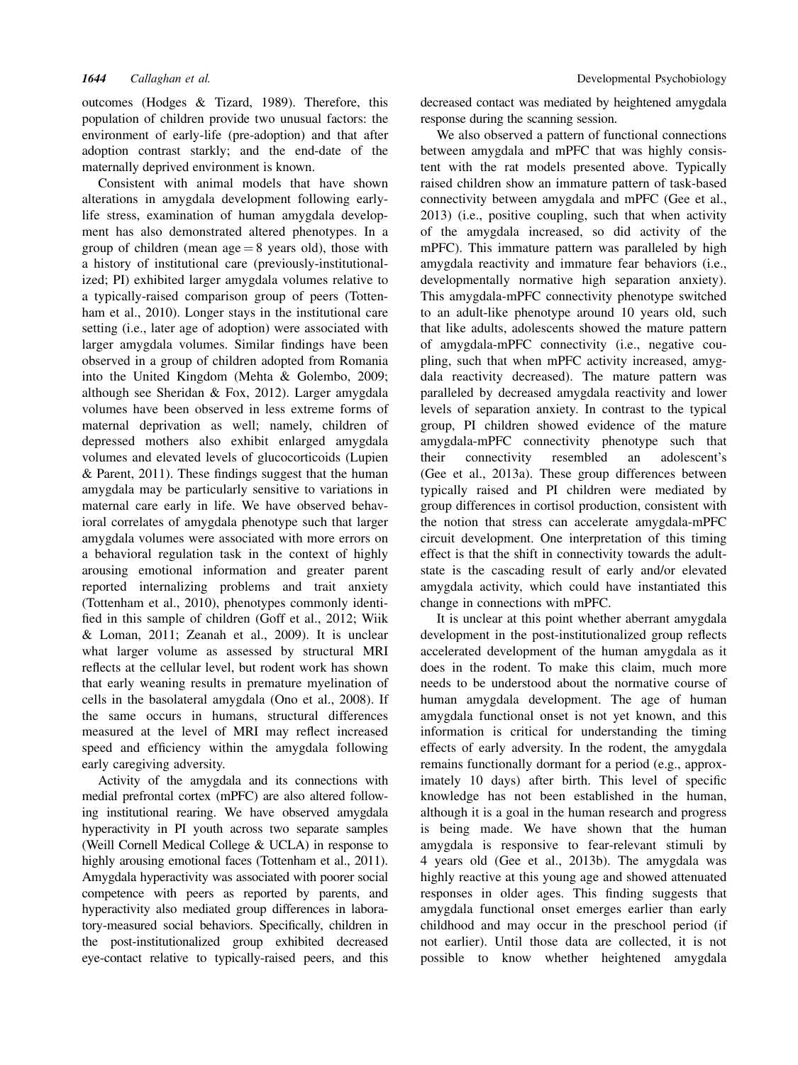outcomes (Hodges & Tizard, 1989). Therefore, this population of children provide two unusual factors: the environment of early-life (pre-adoption) and that after adoption contrast starkly; and the end-date of the maternally deprived environment is known.

Consistent with animal models that have shown alterations in amygdala development following early-life stress, examination of human amygdala development has also demonstrated altered phenotypes. In a group of children (mean age = 8 years old), those with a history of institutional care (previously-institutionalized; PI) exhibited larger amygdala volumes relative to a typically-raised comparison group of peers (Tottenham et al., 2010). Longer stays in the institutional care setting (i.e., later age of adoption) were associated with larger amygdala volumes. Similar findings have been observed in a group of children adopted from Romania into the United Kingdom (Mehta & Golembo, 2009; although see Sheridan & Fox, 2012). Larger amygdala volumes have been observed in less extreme forms of maternal deprivation as well; namely, children of depressed mothers also exhibit enlarged amygdala volumes and elevated levels of glucocorticoids (Lupien & Parent, 2011). These findings suggest that the human amygdala may be particularly sensitive to variations in maternal care early in life. We have observed behavioral correlates of amygdala phenotype such that larger amygdala volumes were associated with more errors on a behavioral regulation task in the context of highly arousing emotional information and greater parent reported internalizing problems and trait anxiety (Tottenham et al., 2010), phenotypes commonly identified in this sample of children (Goff et al., 2012; Wiik & Loman, 2011; Zeanah et al., 2009). It is unclear what larger volume as assessed by structural MRI reflects at the cellular level, but rodent work has shown that early weaning results in premature myelination of cells in the basolateral amygdala (Ono et al., 2008). If the same occurs in humans, structural differences measured at the level of MRI may reflect increased speed and efficiency within the amygdala following early caregiving adversity.

Activity of the amygdala and its connections with medial prefrontal cortex (mPFC) are also altered following institutional rearing. We have observed amygdala hyperactivity in PI youth across two separate samples (Weill Cornell Medical College & UCLA) in response to highly arousing emotional faces (Tottenham et al., 2011). Amygdala hyperactivity was associated with poorer social competence with peers as reported by parents, and hyperactivity also mediated group differences in laboratory-measured social behaviors. Specifically, children in the post-institutionalized group exhibited decreased eye-contact relative to typically-raised peers, and this decreased contact was mediated by heightened amygdala response during the scanning session.

We also observed a pattern of functional connections between amygdala and mPFC that was highly consistent with the rat models presented above. Typically raised children show an immature pattern of task-based connectivity between amygdala and mPFC (Gee et al., 2013) (i.e., positive coupling, such that when activity of the amygdala increased, so did activity of the mPFC). This immature pattern was paralleled by high amygdala reactivity and immature fear behaviors (i.e., developmentally normative high separation anxiety). This amygdala-mPFC connectivity phenotype switched to an adult-like phenotype around 10 years old, such that like adults, adolescents showed the mature pattern of amygdala-mPFC connectivity (i.e., negative coupling, such that when mPFC activity increased, amygdala reactivity decreased). The mature pattern was paralleled by decreased amygdala reactivity and lower levels of separation anxiety. In contrast to the typical group, PI children showed evidence of the mature amygdala-mPFC connectivity phenotype such that their connectivity resembled an adolescent's (Gee et al., 2013a). These group differences between typically raised and PI children were mediated by group differences in cortisol production, consistent with the notion that stress can accelerate amygdala-mPFC circuit development. One interpretation of this timing effect is that the shift in connectivity towards the adult-state is the cascading result of early and/or elevated amygdala activity, which could have instantiated this change in connections with mPFC.

It is unclear at this point whether aberrant amygdala development in the post-institutionalized group reflects accelerated development of the human amygdala as it does in the rodent. To make this claim, much more needs to be understood about the normative course of human amygdala development. The age of human amygdala functional onset is not yet known, and this information is critical for understanding the timing effects of early adversity. In the rodent, the amygdala remains functionally dormant for a period (e.g., approximately 10 days) after birth. This level of specific knowledge has not been established in the human, although it is a goal in the human research and progress is being made. We have shown that the human amygdala is responsive to fear-relevant stimuli by 4 years old (Gee et al., 2013b). The amygdala was highly reactive at this young age and showed attenuated responses in older ages. This finding suggests that amygdala functional onset emerges earlier than early childhood and may occur in the preschool period (if not earlier). Until those data are collected, it is not possible to know whether heightened amygdala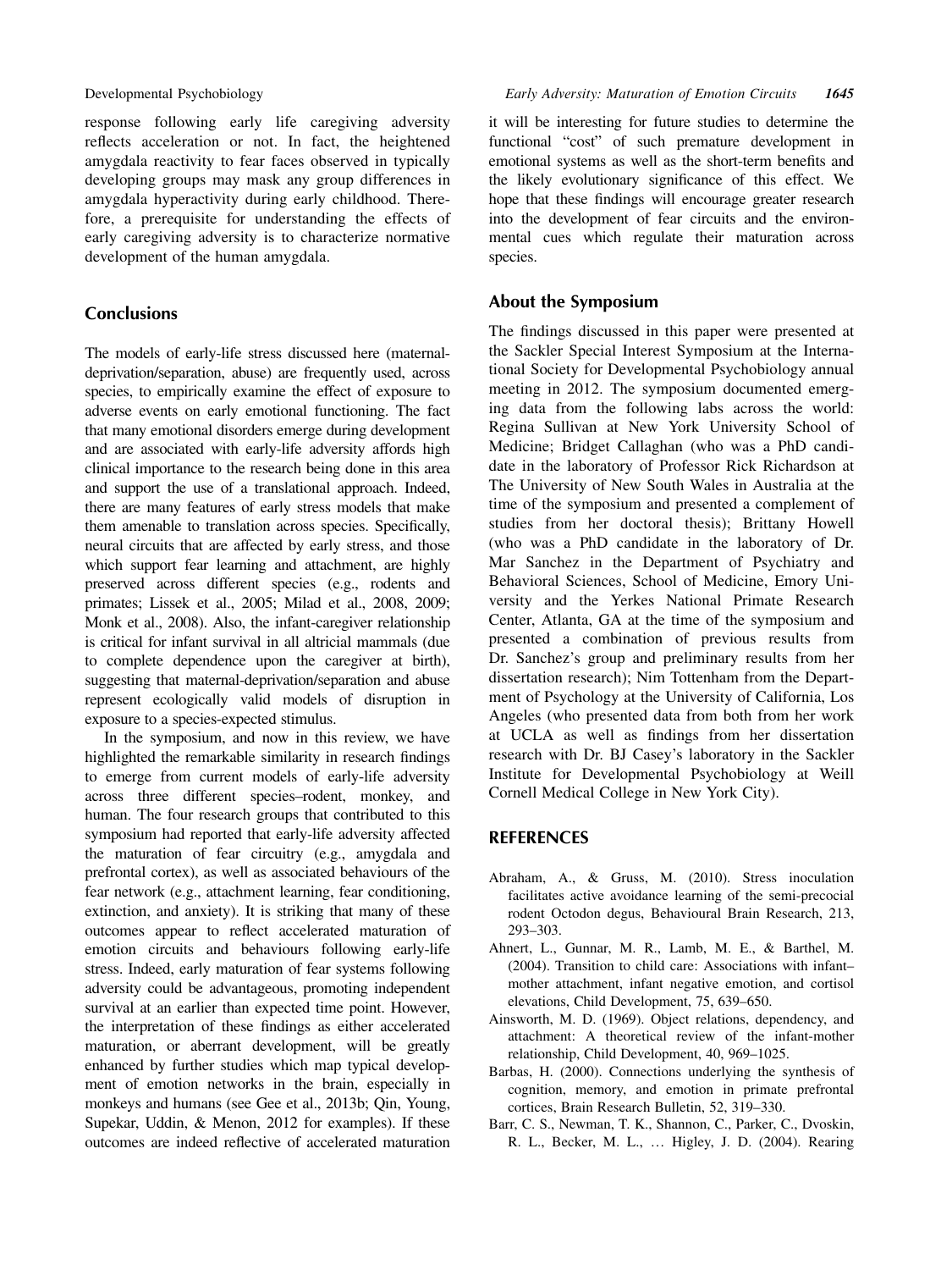response following early life caregiving adversity reflects acceleration or not. In fact, the heightened amygdala reactivity to fear faces observed in typically developing groups may mask any group differences in amygdala hyperactivity during early childhood. Therefore, a prerequisite for understanding the effects of early caregiving adversity is to characterize normative development of the human amygdala.

## Conclusions

The models of early-life stress discussed here (maternal-deprivation/separation, abuse) are frequently used, across species, to empirically examine the effect of exposure to adverse events on early emotional functioning. The fact that many emotional disorders emerge during development and are associated with early-life adversity affords high clinical importance to the research being done in this area and support the use of a translational approach. Indeed, there are many features of early stress models that make them amenable to translation across species. Specifically, neural circuits that are affected by early stress, and those which support fear learning and attachment, are highly preserved across different species (e.g., rodents and primates; Lissek et al., 2005; Milad et al., 2008, 2009; Monk et al., 2008). Also, the infant-caregiver relationship is critical for infant survival in all altricial mammals (due to complete dependence upon the caregiver at birth), suggesting that maternal-deprivation/separation and abuse represent ecologically valid models of disruption in exposure to a species-expected stimulus.

In the symposium, and now in this review, we have highlighted the remarkable similarity in research findings to emerge from current models of early-life adversity across three different species–rodent, monkey, and human. The four research groups that contributed to this symposium had reported that early-life adversity affected the maturation of fear circuitry (e.g., amygdala and prefrontal cortex), as well as associated behaviours of the fear network (e.g., attachment learning, fear conditioning, extinction, and anxiety). It is striking that many of these outcomes appear to reflect accelerated maturation of emotion circuits and behaviours following early-life stress. Indeed, early maturation of fear systems following adversity could be advantageous, promoting independent survival at an earlier than expected time point. However, the interpretation of these findings as either accelerated maturation, or aberrant development, will be greatly enhanced by further studies which map typical development of emotion networks in the brain, especially in monkeys and humans (see Gee et al., 2013b; Qin, Young, Supekar, Uddin, & Menon, 2012 for examples). If these outcomes are indeed reflective of accelerated maturation it will be interesting for future studies to determine the functional "cost" of such premature development in emotional systems as well as the short-term benefits and the likely evolutionary significance of this effect. We hope that these findings will encourage greater research into the development of fear circuits and the environmental cues which regulate their maturation across species.

## About the Symposium

The findings discussed in this paper were presented at the Sackler Special Interest Symposium at the International Society for Developmental Psychobiology annual meeting in 2012. The symposium documented emerging data from the following labs across the world: Regina Sullivan at New York University School of Medicine; Bridget Callaghan (who was a PhD candidate in the laboratory of Professor Rick Richardson at The University of New South Wales in Australia at the time of the symposium and presented a complement of studies from her doctoral thesis); Brittany Howell (who was a PhD candidate in the laboratory of Dr. Mar Sanchez in the Department of Psychiatry and Behavioral Sciences, School of Medicine, Emory University and the Yerkes National Primate Research Center, Atlanta, GA at the time of the symposium and presented a combination of previous results from Dr. Sanchez's group and preliminary results from her dissertation research); Nim Tottenham from the Department of Psychology at the University of California, Los Angeles (who presented data from both from her work at UCLA as well as findings from her dissertation research with Dr. BJ Casey's laboratory in the Sackler Institute for Developmental Psychobiology at Weill Cornell Medical College in New York City).

## REFERENCES

Abraham, A., & Gruss, M. (2010). Stress inoculation facilitates active avoidance learning of the semi-precocial rodent Octodon degus, Behavioural Brain Research, 213, 293–303.

Ahnert, L., Gunnar, M. R., Lamb, M. E., & Barthel, M. (2004). Transition to child care: Associations with infant–mother attachment, infant negative emotion, and cortisol elevations, Child Development, 75, 639–650.

Ainsworth, M. D. (1969). Object relations, dependency, and attachment: A theoretical review of the infant-mother relationship, Child Development, 40, 969–1025.

Barbas, H. (2000). Connections underlying the synthesis of cognition, memory, and emotion in primate prefrontal cortices, Brain Research Bulletin, 52, 319–330.

Barr, C. S., Newman, T. K., Shannon, C., Parker, C., Dvoskin, R. L., Becker, M. L., … Higley, J. D. (2004). Rearing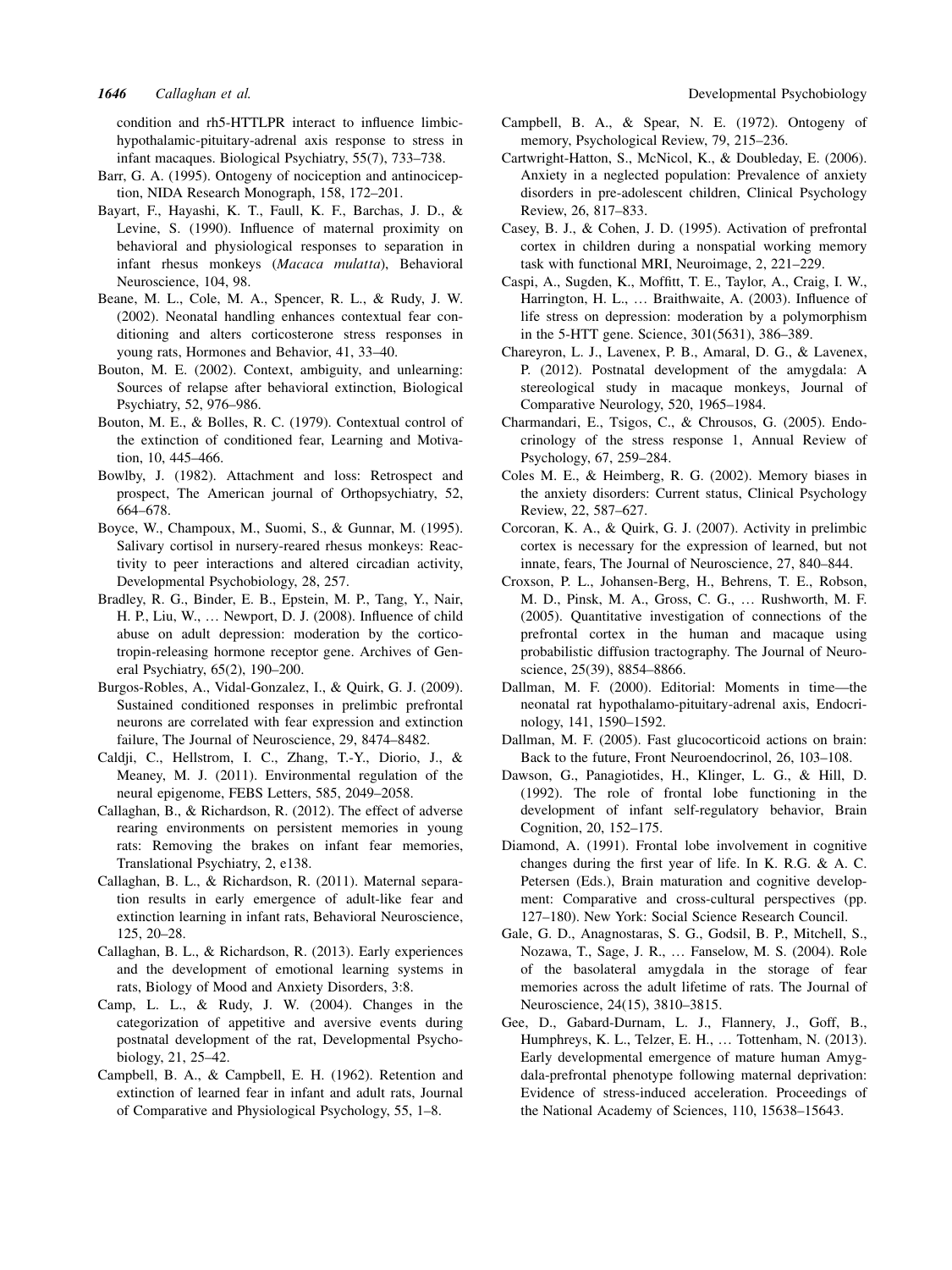condition and rh5-HTTLPR interact to influence limbic-hypothalamic-pituitary-adrenal axis response to stress in infant macaques. Biological Psychiatry, 55(7), 733–738.

Barr, G. A. (1995). Ontogeny of nociception and antinociception, NIDA Research Monograph, 158, 172–201.

Bayart, F., Hayashi, K. T., Faull, K. F., Barchas, J. D., & Levine, S. (1990). Influence of maternal proximity on behavioral and physiological responses to separation in infant rhesus monkeys (*Macaca mulatta*), Behavioral Neuroscience, 104, 98.

Beane, M. L., Cole, M. A., Spencer, R. L., & Rudy, J. W. (2002). Neonatal handling enhances contextual fear conditioning and alters corticosterone stress responses in young rats, Hormones and Behavior, 41, 33–40.

Bouton, M. E. (2002). Context, ambiguity, and unlearning: Sources of relapse after behavioral extinction, Biological Psychiatry, 52, 976–986.

Bouton, M. E., & Bolles, R. C. (1979). Contextual control of the extinction of conditioned fear, Learning and Motivation, 10, 445–466.

Bowlby, J. (1982). Attachment and loss: Retrospect and prospect, The American journal of Orthopsychiatry, 52, 664–678.

Boyce, W., Champoux, M., Suomi, S., & Gunnar, M. (1995). Salivary cortisol in nursery-reared rhesus monkeys: Reactivity to peer interactions and altered circadian activity, Developmental Psychobiology, 28, 257.

Bradley, R. G., Binder, E. B., Epstein, M. P., Tang, Y., Nair, H. P., Liu, W., … Newport, D. J. (2008). Influence of child abuse on adult depression: moderation by the corticotropin-releasing hormone receptor gene. Archives of General Psychiatry, 65(2), 190–200.

Burgos-Robles, A., Vidal-Gonzalez, I., & Quirk, G. J. (2009). Sustained conditioned responses in prelimbic prefrontal neurons are correlated with fear expression and extinction failure, The Journal of Neuroscience, 29, 8474–8482.

Caldji, C., Hellstrom, I. C., Zhang, T.-Y., Diorio, J., & Meaney, M. J. (2011). Environmental regulation of the neural epigenome, FEBS Letters, 585, 2049–2058.

Callaghan, B., & Richardson, R. (2012). The effect of adverse rearing environments on persistent memories in young rats: Removing the brakes on infant fear memories, Translational Psychiatry, 2, e138.

Callaghan, B. L., & Richardson, R. (2011). Maternal separation results in early emergence of adult-like fear and extinction learning in infant rats, Behavioral Neuroscience, 125, 20–28.

Callaghan, B. L., & Richardson, R. (2013). Early experiences and the development of emotional learning systems in rats, Biology of Mood and Anxiety Disorders, 3:8.

Camp, L. L., & Rudy, J. W. (2004). Changes in the categorization of appetitive and aversive events during postnatal development of the rat, Developmental Psychobiology, 21, 25–42.

Campbell, B. A., & Campbell, E. H. (1962). Retention and extinction of learned fear in infant and adult rats, Journal of Comparative and Physiological Psychology, 55, 1–8.

Campbell, B. A., & Spear, N. E. (1972). Ontogeny of memory, Psychological Review, 79, 215–236.

Cartwright-Hatton, S., McNicol, K., & Doubleday, E. (2006). Anxiety in a neglected population: Prevalence of anxiety disorders in pre-adolescent children, Clinical Psychology Review, 26, 817–833.

Casey, B. J., & Cohen, J. D. (1995). Activation of prefrontal cortex in children during a nonspatial working memory task with functional MRI, Neuroimage, 2, 221–229.

Caspi, A., Sugden, K., Moffitt, T. E., Taylor, A., Craig, I. W., Harrington, H. L., … Braithwaite, A. (2003). Influence of life stress on depression: moderation by a polymorphism in the 5-HTT gene. Science, 301(5631), 386–389.

Chareyron, L. J., Lavenex, P. B., Amaral, D. G., & Lavenex, P. (2012). Postnatal development of the amygdala: A stereological study in macaque monkeys, Journal of Comparative Neurology, 520, 1965–1984.

Charmandari, E., Tsigos, C., & Chrousos, G. (2005). Endocrinology of the stress response 1, Annual Review of Psychology, 67, 259–284.

Coles M. E., & Heimberg, R. G. (2002). Memory biases in the anxiety disorders: Current status, Clinical Psychology Review, 22, 587–627.

Corcoran, K. A., & Quirk, G. J. (2007). Activity in prelimbic cortex is necessary for the expression of learned, but not innate, fears, The Journal of Neuroscience, 27, 840–844.

Croxson, P. L., Johansen-Berg, H., Behrens, T. E., Robson, M. D., Pinsk, M. A., Gross, C. G., … Rushworth, M. F. (2005). Quantitative investigation of connections of the prefrontal cortex in the human and macaque using probabilistic diffusion tractography. The Journal of Neuroscience, 25(39), 8854–8866.

Dallman, M. F. (2000). Editorial: Moments in time—the neonatal rat hypothalamo-pituitary-adrenal axis, Endocrinology, 141, 1590–1592.

Dallman, M. F. (2005). Fast glucocorticoid actions on brain: Back to the future, Front Neuroendocrinol, 26, 103–108.

Dawson, G., Panagiotides, H., Klinger, L. G., & Hill, D. (1992). The role of frontal lobe functioning in the development of infant self-regulatory behavior, Brain Cognition, 20, 152–175.

Diamond, A. (1991). Frontal lobe involvement in cognitive changes during the first year of life. In K. R.G. & A. C. Petersen (Eds.), Brain maturation and cognitive development: Comparative and cross-cultural perspectives (pp. 127–180). New York: Social Science Research Council.

Gale, G. D., Anagnostaras, S. G., Godsil, B. P., Mitchell, S., Nozawa, T., Sage, J. R., … Fanselow, M. S. (2004). Role of the basolateral amygdala in the storage of fear memories across the adult lifetime of rats. The Journal of Neuroscience, 24(15), 3810–3815.

Gee, D., Gabard-Durnam, L. J., Flannery, J., Goff, B., Humphreys, K. L., Telzer, E. H., … Tottenham, N. (2013). Early developmental emergence of mature human Amygdala-prefrontal phenotype following maternal deprivation: Evidence of stress-induced acceleration. Proceedings of the National Academy of Sciences, 110, 15638–15643.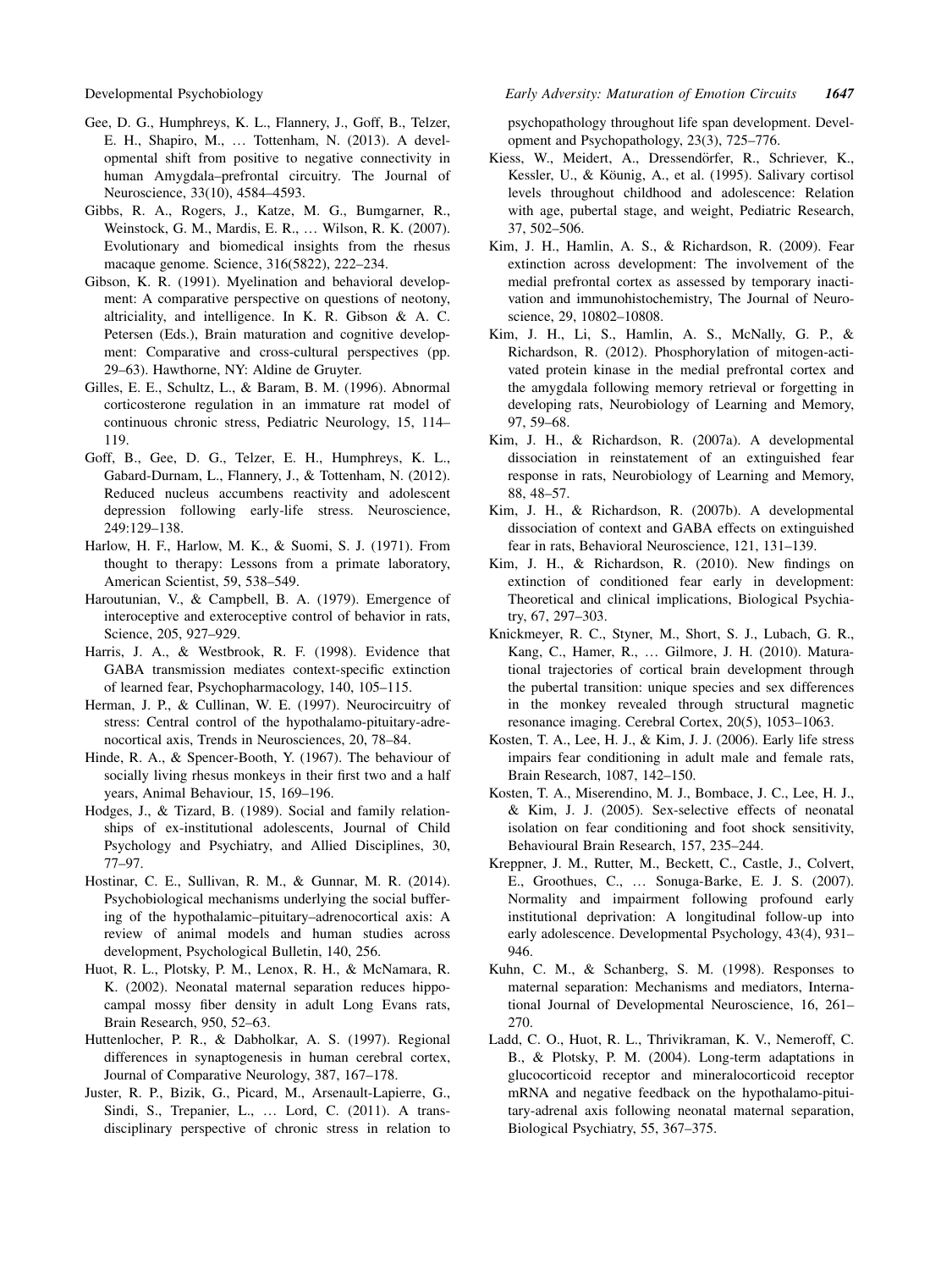Gee, D. G., Humphreys, K. L., Flannery, J., Goff, B., Telzer, E. H., Shapiro, M., … Tottenham, N. (2013). A developmental shift from positive to negative connectivity in human Amygdala–prefrontal circuitry. The Journal of Neuroscience, 33(10), 4584–4593.

Gibbs, R. A., Rogers, J., Katze, M. G., Bumgarner, R., Weinstock, G. M., Mardis, E. R., … Wilson, R. K. (2007). Evolutionary and biomedical insights from the rhesus macaque genome. Science, 316(5822), 222–234.

Gibson, K. R. (1991). Myelination and behavioral development: A comparative perspective on questions of neotony, altriciality, and intelligence. In K. R. Gibson & A. C. Petersen (Eds.), Brain maturation and cognitive development: Comparative and cross-cultural perspectives (pp. 29–63). Hawthorne, NY: Aldine de Gruyter.

Gilles, E. E., Schultz, L., & Baram, B. M. (1996). Abnormal corticosterone regulation in an immature rat model of continuous chronic stress, Pediatric Neurology, 15, 114–119.

Goff, B., Gee, D. G., Telzer, E. H., Humphreys, K. L., Gabard-Durnam, L., Flannery, J., & Tottenham, N. (2012). Reduced nucleus accumbens reactivity and adolescent depression following early-life stress. Neuroscience, 249:129–138.

Harlow, H. F., Harlow, M. K., & Suomi, S. J. (1971). From thought to therapy: Lessons from a primate laboratory, American Scientist, 59, 538–549.

Haroutunian, V., & Campbell, B. A. (1979). Emergence of interoceptive and exteroceptive control of behavior in rats, Science, 205, 927–929.

Harris, J. A., & Westbrook, R. F. (1998). Evidence that GABA transmission mediates context-specific extinction of learned fear, Psychopharmacology, 140, 105–115.

Herman, J. P., & Cullinan, W. E. (1997). Neurocircuitry of stress: Central control of the hypothalamo-pituitary-adrenocortical axis, Trends in Neurosciences, 20, 78–84.

Hinde, R. A., & Spencer-Booth, Y. (1967). The behaviour of socially living rhesus monkeys in their first two and a half years, Animal Behaviour, 15, 169–196.

Hodges, J., & Tizard, B. (1989). Social and family relationships of ex-institutional adolescents, Journal of Child Psychology and Psychiatry, and Allied Disciplines, 30, 77–97.

Hostinar, C. E., Sullivan, R. M., & Gunnar, M. R. (2014). Psychobiological mechanisms underlying the social buffering of the hypothalamic–pituitary–adrenocortical axis: A review of animal models and human studies across development, Psychological Bulletin, 140, 256.

Huot, R. L., Plotsky, P. M., Lenox, R. H., & McNamara, R. K. (2002). Neonatal maternal separation reduces hippocampal mossy fiber density in adult Long Evans rats, Brain Research, 950, 52–63.

Huttenlocher, P. R., & Dabholkar, A. S. (1997). Regional differences in synaptogenesis in human cerebral cortex, Journal of Comparative Neurology, 387, 167–178.

Juster, R. P., Bizik, G., Picard, M., Arsenault-Lapierre, G., Sindi, S., Trepanier, L., … Lord, C. (2011). A transdisciplinary perspective of chronic stress in relation to psychopathology throughout life span development. Development and Psychopathology, 23(3), 725–776.

Kiess, W., Meidert, A., Dressendörfer, R., Schriever, K., Kessler, U., & Köunig, A., et al. (1995). Salivary cortisol levels throughout childhood and adolescence: Relation with age, pubertal stage, and weight, Pediatric Research, 37, 502–506.

Kim, J. H., Hamlin, A. S., & Richardson, R. (2009). Fear extinction across development: The involvement of the medial prefrontal cortex as assessed by temporary inactivation and immunohistochemistry, The Journal of Neuroscience, 29, 10802–10808.

Kim, J. H., Li, S., Hamlin, A. S., McNally, G. P., & Richardson, R. (2012). Phosphorylation of mitogen-activated protein kinase in the medial prefrontal cortex and the amygdala following memory retrieval or forgetting in developing rats, Neurobiology of Learning and Memory, 97, 59–68.

Kim, J. H., & Richardson, R. (2007a). A developmental dissociation in reinstatement of an extinguished fear response in rats, Neurobiology of Learning and Memory, 88, 48–57.

Kim, J. H., & Richardson, R. (2007b). A developmental dissociation of context and GABA effects on extinguished fear in rats, Behavioral Neuroscience, 121, 131–139.

Kim, J. H., & Richardson, R. (2010). New findings on extinction of conditioned fear early in development: Theoretical and clinical implications, Biological Psychiatry, 67, 297–303.

Knickmeyer, R. C., Styner, M., Short, S. J., Lubach, G. R., Kang, C., Hamer, R., … Gilmore, J. H. (2010). Maturational trajectories of cortical brain development through the pubertal transition: unique species and sex differences in the monkey revealed through structural magnetic resonance imaging. Cerebral Cortex, 20(5), 1053–1063.

Kosten, T. A., Lee, H. J., & Kim, J. J. (2006). Early life stress impairs fear conditioning in adult male and female rats, Brain Research, 1087, 142–150.

Kosten, T. A., Miserendino, M. J., Bombace, J. C., Lee, H. J., & Kim, J. J. (2005). Sex-selective effects of neonatal isolation on fear conditioning and foot shock sensitivity, Behavioural Brain Research, 157, 235–244.

Kreppner, J. M., Rutter, M., Beckett, C., Castle, J., Colvert, E., Groothues, C., … Sonuga-Barke, E. J. S. (2007). Normality and impairment following profound early institutional deprivation: A longitudinal follow-up into early adolescence. Developmental Psychology, 43(4), 931–946.

Kuhn, C. M., & Schanberg, S. M. (1998). Responses to maternal separation: Mechanisms and mediators, International Journal of Developmental Neuroscience, 16, 261–270.

Ladd, C. O., Huot, R. L., Thrivikraman, K. V., Nemeroff, C. B., & Plotsky, P. M. (2004). Long-term adaptations in glucocorticoid receptor and mineralocorticoid receptor mRNA and negative feedback on the hypothalamo-pituitary-adrenal axis following neonatal maternal separation, Biological Psychiatry, 55, 367–375.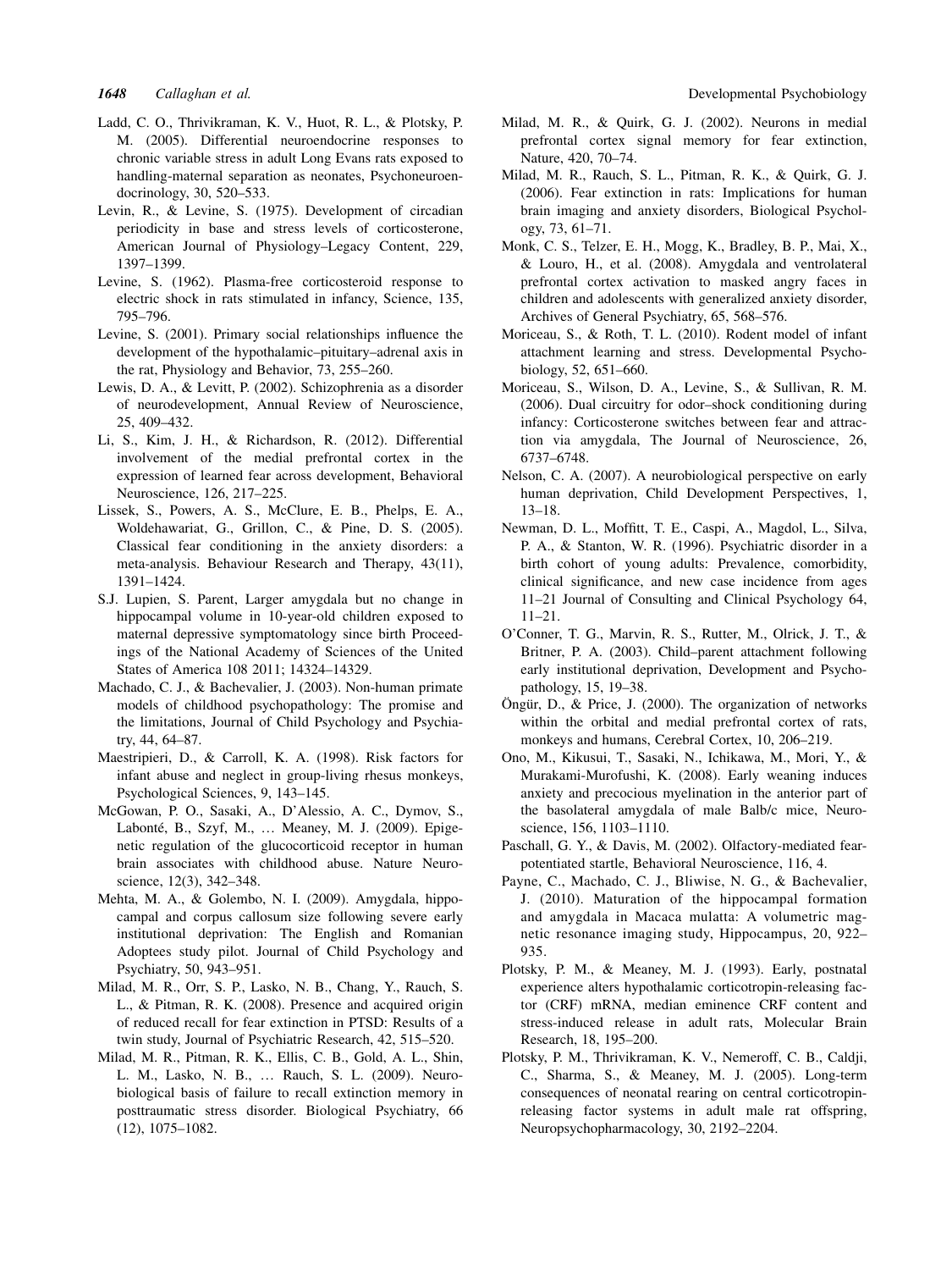Ladd, C. O., Thrivikraman, K. V., Huot, R. L., & Plotsky, P. M. (2005). Differential neuroendocrine responses to chronic variable stress in adult Long Evans rats exposed to handling-maternal separation as neonates, Psychoneuroendocrinology, 30, 520–533.

Levin, R., & Levine, S. (1975). Development of circadian periodicity in base and stress levels of corticosterone, American Journal of Physiology–Legacy Content, 229, 1397–1399.

Levine, S. (1962). Plasma-free corticosteroid response to electric shock in rats stimulated in infancy, Science, 135, 795–796.

Levine, S. (2001). Primary social relationships influence the development of the hypothalamic–pituitary–adrenal axis in the rat, Physiology and Behavior, 73, 255–260.

Lewis, D. A., & Levitt, P. (2002). Schizophrenia as a disorder of neurodevelopment, Annual Review of Neuroscience, 25, 409–432.

Li, S., Kim, J. H., & Richardson, R. (2012). Differential involvement of the medial prefrontal cortex in the expression of learned fear across development, Behavioral Neuroscience, 126, 217–225.

Lissek, S., Powers, A. S., McClure, E. B., Phelps, E. A., Woldehawariat, G., Grillon, C., & Pine, D. S. (2005). Classical fear conditioning in the anxiety disorders: a meta-analysis. Behaviour Research and Therapy, 43(11), 1391–1424.

S.J. Lupien, S. Parent, Larger amygdala but no change in hippocampal volume in 10-year-old children exposed to maternal depressive symptomatology since birth Proceedings of the National Academy of Sciences of the United States of America 108 2011; 14324–14329.

Machado, C. J., & Bachevalier, J. (2003). Non-human primate models of childhood psychopathology: The promise and the limitations, Journal of Child Psychology and Psychiatry, 44, 64–87.

Maestripieri, D., & Carroll, K. A. (1998). Risk factors for infant abuse and neglect in group-living rhesus monkeys, Psychological Sciences, 9, 143–145.

McGowan, P. O., Sasaki, A., D'Alessio, A. C., Dymov, S., Labonté, B., Szyf, M., … Meaney, M. J. (2009). Epigenetic regulation of the glucocorticoid receptor in human brain associates with childhood abuse. Nature Neuroscience, 12(3), 342–348.

Mehta, M. A., & Golembo, N. I. (2009). Amygdala, hippocampal and corpus callosum size following severe early institutional deprivation: The English and Romanian Adoptees study pilot. Journal of Child Psychology and Psychiatry, 50, 943–951.

Milad, M. R., Orr, S. P., Lasko, N. B., Chang, Y., Rauch, S. L., & Pitman, R. K. (2008). Presence and acquired origin of reduced recall for fear extinction in PTSD: Results of a twin study, Journal of Psychiatric Research, 42, 515–520.

Milad, M. R., Pitman, R. K., Ellis, C. B., Gold, A. L., Shin, L. M., Lasko, N. B., … Rauch, S. L. (2009). Neurobiological basis of failure to recall extinction memory in posttraumatic stress disorder. Biological Psychiatry, 66 (12), 1075–1082.

Milad, M. R., & Quirk, G. J. (2002). Neurons in medial prefrontal cortex signal memory for fear extinction, Nature, 420, 70–74.

Milad, M. R., Rauch, S. L., Pitman, R. K., & Quirk, G. J. (2006). Fear extinction in rats: Implications for human brain imaging and anxiety disorders, Biological Psychology, 73, 61–71.

Monk, C. S., Telzer, E. H., Mogg, K., Bradley, B. P., Mai, X., & Louro, H., et al. (2008). Amygdala and ventrolateral prefrontal cortex activation to masked angry faces in children and adolescents with generalized anxiety disorder, Archives of General Psychiatry, 65, 568–576.

Moriceau, S., & Roth, T. L. (2010). Rodent model of infant attachment learning and stress. Developmental Psychobiology, 52, 651–660.

Moriceau, S., Wilson, D. A., Levine, S., & Sullivan, R. M. (2006). Dual circuitry for odor–shock conditioning during infancy: Corticosterone switches between fear and attraction via amygdala, The Journal of Neuroscience, 26, 6737–6748.

Nelson, C. A. (2007). A neurobiological perspective on early human deprivation, Child Development Perspectives, 1, 13–18.

Newman, D. L., Moffitt, T. E., Caspi, A., Magdol, L., Silva, P. A., & Stanton, W. R. (1996). Psychiatric disorder in a birth cohort of young adults: Prevalence, comorbidity, clinical significance, and new case incidence from ages 11–21 Journal of Consulting and Clinical Psychology 64, 11–21.

O'Conner, T. G., Marvin, R. S., Rutter, M., Olrick, J. T., & Britner, P. A. (2003). Child–parent attachment following early institutional deprivation, Development and Psychopathology, 15, 19–38.

Öngür, D., & Price, J. (2000). The organization of networks within the orbital and medial prefrontal cortex of rats, monkeys and humans, Cerebral Cortex, 10, 206–219.

Ono, M., Kikusui, T., Sasaki, N., Ichikawa, M., Mori, Y., & Murakami-Murofushi, K. (2008). Early weaning induces anxiety and precocious myelination in the anterior part of the basolateral amygdala of male Balb/c mice, Neuroscience, 156, 1103–1110.

Paschall, G. Y., & Davis, M. (2002). Olfactory-mediated fear-potentiated startle, Behavioral Neuroscience, 116, 4.

Payne, C., Machado, C. J., Bliwise, N. G., & Bachevalier, J. (2010). Maturation of the hippocampal formation and amygdala in Macaca mulatta: A volumetric magnetic resonance imaging study, Hippocampus, 20, 922–935.

Plotsky, P. M., & Meaney, M. J. (1993). Early, postnatal experience alters hypothalamic corticotropin-releasing factor (CRF) mRNA, median eminence CRF content and stress-induced release in adult rats, Molecular Brain Research, 18, 195–200.

Plotsky, P. M., Thrivikraman, K. V., Nemeroff, C. B., Caldji, C., Sharma, S., & Meaney, M. J. (2005). Long-term consequences of neonatal rearing on central corticotropin-releasing factor systems in adult male rat offspring, Neuropsychopharmacology, 30, 2192–2204.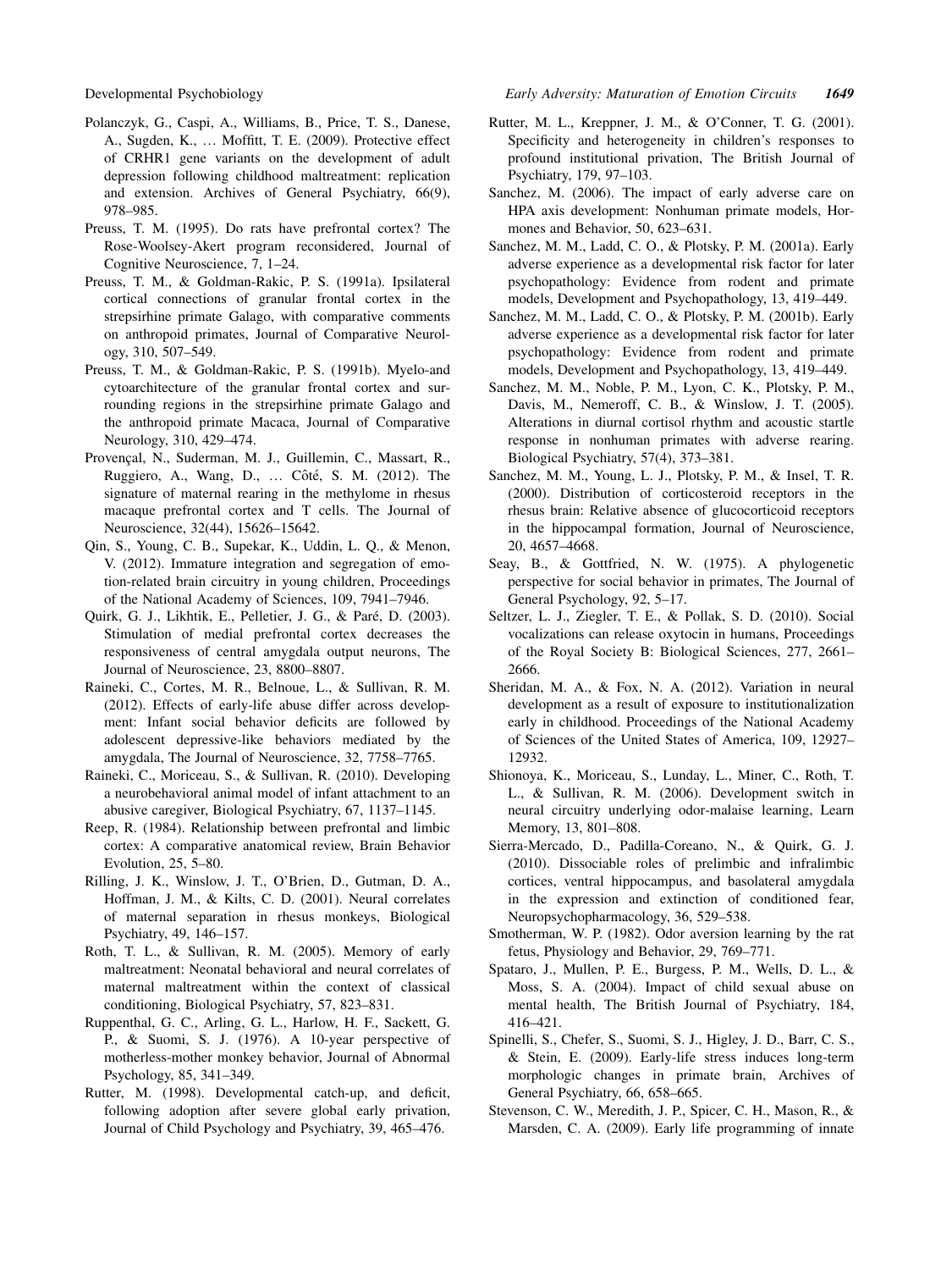Polanczyk, G., Caspi, A., Williams, B., Price, T. S., Danese, A., Sugden, K., … Moffitt, T. E. (2009). Protective effect of CRHR1 gene variants on the development of adult depression following childhood maltreatment: replication and extension. Archives of General Psychiatry, 66(9), 978–985.

Preuss, T. M. (1995). Do rats have prefrontal cortex? The Rose-Woolsey-Akert program reconsidered, Journal of Cognitive Neuroscience, 7, 1–24.

Preuss, T. M., & Goldman-Rakic, P. S. (1991a). Ipsilateral cortical connections of granular frontal cortex in the strepsirhine primate Galago, with comparative comments on anthropoid primates, Journal of Comparative Neurology, 310, 507–549.

Preuss, T. M., & Goldman-Rakic, P. S. (1991b). Myelo-and cytoarchitecture of the granular frontal cortex and surrounding regions in the strepsirhine primate Galago and the anthropoid primate Macaca, Journal of Comparative Neurology, 310, 429–474.

Provençal, N., Suderman, M. J., Guillemin, C., Massart, R., Ruggiero, A., Wang, D., … Côté, S. M. (2012). The signature of maternal rearing in the methylome in rhesus macaque prefrontal cortex and T cells. The Journal of Neuroscience, 32(44), 15626–15642.

Qin, S., Young, C. B., Supekar, K., Uddin, L. Q., & Menon, V. (2012). Immature integration and segregation of emotion-related brain circuitry in young children, Proceedings of the National Academy of Sciences, 109, 7941–7946.

Quirk, G. J., Likhtik, E., Pelletier, J. G., & Paré, D. (2003). Stimulation of medial prefrontal cortex decreases the responsiveness of central amygdala output neurons, The Journal of Neuroscience, 23, 8800–8807.

Raineki, C., Cortes, M. R., Belnoue, L., & Sullivan, R. M. (2012). Effects of early-life abuse differ across development: Infant social behavior deficits are followed by adolescent depressive-like behaviors mediated by the amygdala, The Journal of Neuroscience, 32, 7758–7765.

Raineki, C., Moriceau, S., & Sullivan, R. (2010). Developing a neurobehavioral animal model of infant attachment to an abusive caregiver, Biological Psychiatry, 67, 1137–1145.

Reep, R. (1984). Relationship between prefrontal and limbic cortex: A comparative anatomical review, Brain Behavior Evolution, 25, 5–80.

Rilling, J. K., Winslow, J. T., O'Brien, D., Gutman, D. A., Hoffman, J. M., & Kilts, C. D. (2001). Neural correlates of maternal separation in rhesus monkeys, Biological Psychiatry, 49, 146–157.

Roth, T. L., & Sullivan, R. M. (2005). Memory of early maltreatment: Neonatal behavioral and neural correlates of maternal maltreatment within the context of classical conditioning, Biological Psychiatry, 57, 823–831.

Ruppenthal, G. C., Arling, G. L., Harlow, H. F., Sackett, G. P., & Suomi, S. J. (1976). A 10-year perspective of motherless-mother monkey behavior, Journal of Abnormal Psychology, 85, 341–349.

Rutter, M. (1998). Developmental catch-up, and deficit, following adoption after severe global early privation, Journal of Child Psychology and Psychiatry, 39, 465–476.

Rutter, M. L., Kreppner, J. M., & O'Conner, T. G. (2001). Specificity and heterogeneity in children's responses to profound institutional privation, The British Journal of Psychiatry, 179, 97–103.

Sanchez, M. (2006). The impact of early adverse care on HPA axis development: Nonhuman primate models, Hormones and Behavior, 50, 623–631.

Sanchez, M. M., Ladd, C. O., & Plotsky, P. M. (2001a). Early adverse experience as a developmental risk factor for later psychopathology: Evidence from rodent and primate models, Development and Psychopathology, 13, 419–449.

Sanchez, M. M., Ladd, C. O., & Plotsky, P. M. (2001b). Early adverse experience as a developmental risk factor for later psychopathology: Evidence from rodent and primate models, Development and Psychopathology, 13, 419–449.

Sanchez, M. M., Noble, P. M., Lyon, C. K., Plotsky, P. M., Davis, M., Nemeroff, C. B., & Winslow, J. T. (2005). Alterations in diurnal cortisol rhythm and acoustic startle response in nonhuman primates with adverse rearing. Biological Psychiatry, 57(4), 373–381.

Sanchez, M. M., Young, L. J., Plotsky, P. M., & Insel, T. R. (2000). Distribution of corticosteroid receptors in the rhesus brain: Relative absence of glucocorticoid receptors in the hippocampal formation, Journal of Neuroscience, 20, 4657–4668.

Seay, B., & Gottfried, N. W. (1975). A phylogenetic perspective for social behavior in primates, The Journal of General Psychology, 92, 5–17.

Seltzer, L. J., Ziegler, T. E., & Pollak, S. D. (2010). Social vocalizations can release oxytocin in humans, Proceedings of the Royal Society B: Biological Sciences, 277, 2661–2666.

Sheridan, M. A., & Fox, N. A. (2012). Variation in neural development as a result of exposure to institutionalization early in childhood. Proceedings of the National Academy of Sciences of the United States of America, 109, 12927–12932.

Shionoya, K., Moriceau, S., Lunday, L., Miner, C., Roth, T. L., & Sullivan, R. M. (2006). Development switch in neural circuitry underlying odor-malaise learning, Learn Memory, 13, 801–808.

Sierra-Mercado, D., Padilla-Coreano, N., & Quirk, G. J. (2010). Dissociable roles of prelimbic and infralimbic cortices, ventral hippocampus, and basolateral amygdala in the expression and extinction of conditioned fear, Neuropsychopharmacology, 36, 529–538.

Smotherman, W. P. (1982). Odor aversion learning by the rat fetus, Physiology and Behavior, 29, 769–771.

Spataro, J., Mullen, P. E., Burgess, P. M., Wells, D. L., & Moss, S. A. (2004). Impact of child sexual abuse on mental health, The British Journal of Psychiatry, 184, 416–421.

Spinelli, S., Chefer, S., Suomi, S. J., Higley, J. D., Barr, C. S., & Stein, E. (2009). Early-life stress induces long-term morphologic changes in primate brain, Archives of General Psychiatry, 66, 658–665.

Stevenson, C. W., Meredith, J. P., Spicer, C. H., Mason, R., & Marsden, C. A. (2009). Early life programming of innate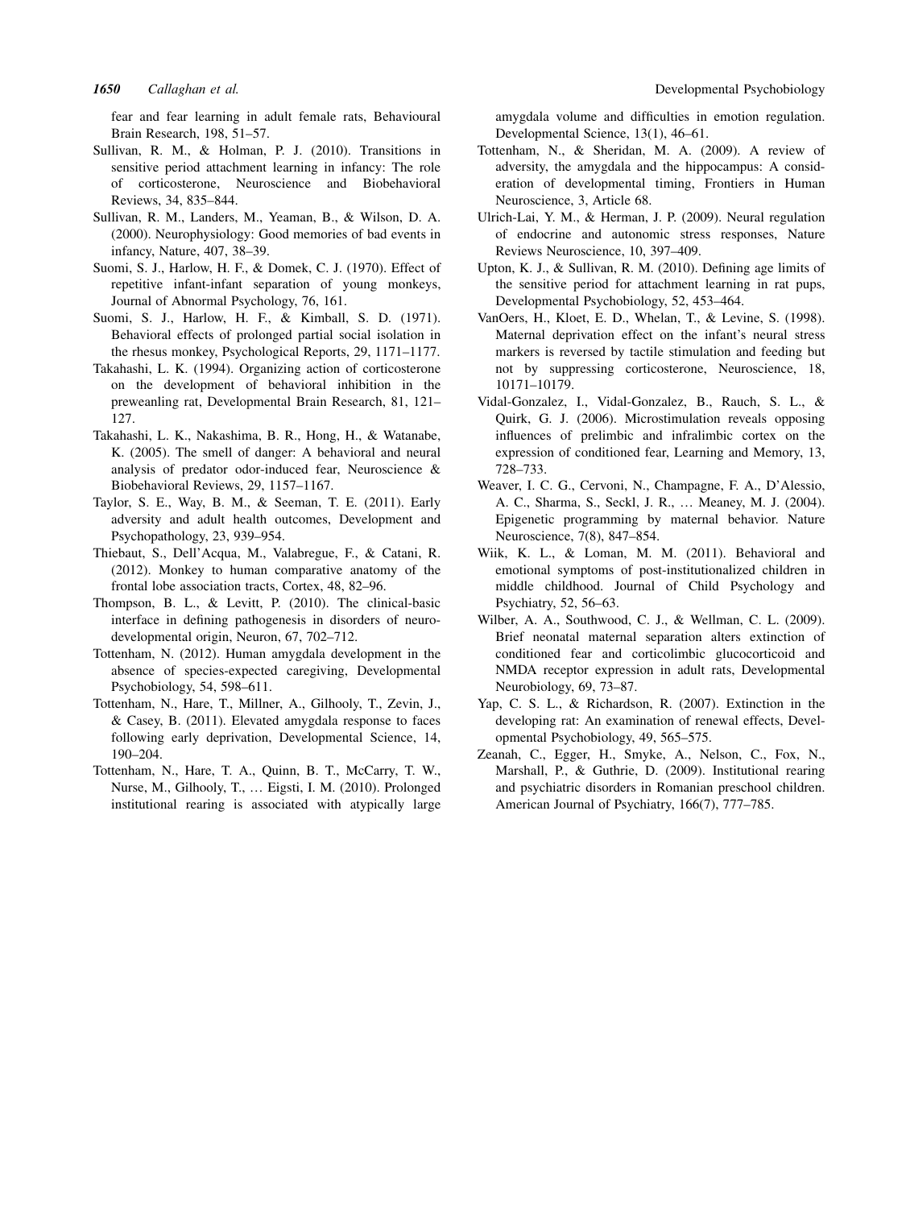fear and fear learning in adult female rats, Behavioural Brain Research, 198, 51–57.

Sullivan, R. M., & Holman, P. J. (2010). Transitions in sensitive period attachment learning in infancy: The role of corticosterone, Neuroscience and Biobehavioral Reviews, 34, 835–844.

Sullivan, R. M., Landers, M., Yeaman, B., & Wilson, D. A. (2000). Neurophysiology: Good memories of bad events in infancy, Nature, 407, 38–39.

Suomi, S. J., Harlow, H. F., & Domek, C. J. (1970). Effect of repetitive infant-infant separation of young monkeys, Journal of Abnormal Psychology, 76, 161.

Suomi, S. J., Harlow, H. F., & Kimball, S. D. (1971). Behavioral effects of prolonged partial social isolation in the rhesus monkey, Psychological Reports, 29, 1171–1177.

Takahashi, L. K. (1994). Organizing action of corticosterone on the development of behavioral inhibition in the preweanling rat, Developmental Brain Research, 81, 121–127.

Takahashi, L. K., Nakashima, B. R., Hong, H., & Watanabe, K. (2005). The smell of danger: A behavioral and neural analysis of predator odor-induced fear, Neuroscience & Biobehavioral Reviews, 29, 1157–1167.

Taylor, S. E., Way, B. M., & Seeman, T. E. (2011). Early adversity and adult health outcomes, Development and Psychopathology, 23, 939–954.

Thiebaut, S., Dell'Acqua, M., Valabregue, F., & Catani, R. (2012). Monkey to human comparative anatomy of the frontal lobe association tracts, Cortex, 48, 82–96.

Thompson, B. L., & Levitt, P. (2010). The clinical-basic interface in defining pathogenesis in disorders of neurodevelopmental origin, Neuron, 67, 702–712.

Tottenham, N. (2012). Human amygdala development in the absence of species-expected caregiving, Developmental Psychobiology, 54, 598–611.

Tottenham, N., Hare, T., Millner, A., Gilhooly, T., Zevin, J., & Casey, B. (2011). Elevated amygdala response to faces following early deprivation, Developmental Science, 14, 190–204.

Tottenham, N., Hare, T. A., Quinn, B. T., McCarry, T. W., Nurse, M., Gilhooly, T., … Eigsti, I. M. (2010). Prolonged institutional rearing is associated with atypically large amygdala volume and difficulties in emotion regulation. Developmental Science, 13(1), 46–61.

Tottenham, N., & Sheridan, M. A. (2009). A review of adversity, the amygdala and the hippocampus: A consideration of developmental timing, Frontiers in Human Neuroscience, 3, Article 68.

Ulrich-Lai, Y. M., & Herman, J. P. (2009). Neural regulation of endocrine and autonomic stress responses, Nature Reviews Neuroscience, 10, 397–409.

Upton, K. J., & Sullivan, R. M. (2010). Defining age limits of the sensitive period for attachment learning in rat pups, Developmental Psychobiology, 52, 453–464.

VanOers, H., Kloet, E. D., Whelan, T., & Levine, S. (1998). Maternal deprivation effect on the infant's neural stress markers is reversed by tactile stimulation and feeding but not by suppressing corticosterone, Neuroscience, 18, 10171–10179.

Vidal-Gonzalez, I., Vidal-Gonzalez, B., Rauch, S. L., & Quirk, G. J. (2006). Microstimulation reveals opposing influences of prelimbic and infralimbic cortex on the expression of conditioned fear, Learning and Memory, 13, 728–733.

Weaver, I. C. G., Cervoni, N., Champagne, F. A., D'Alessio, A. C., Sharma, S., Seckl, J. R., … Meaney, M. J. (2004). Epigenetic programming by maternal behavior. Nature Neuroscience, 7(8), 847–854.

Wiik, K. L., & Loman, M. M. (2011). Behavioral and emotional symptoms of post-institutionalized children in middle childhood. Journal of Child Psychology and Psychiatry, 52, 56–63.

Wilber, A. A., Southwood, C. J., & Wellman, C. L. (2009). Brief neonatal maternal separation alters extinction of conditioned fear and corticolimbic glucocorticoid and NMDA receptor expression in adult rats, Developmental Neurobiology, 69, 73–87.

Yap, C. S. L., & Richardson, R. (2007). Extinction in the developing rat: An examination of renewal effects, Developmental Psychobiology, 49, 565–575.

Zeanah, C., Egger, H., Smyke, A., Nelson, C., Fox, N., Marshall, P., & Guthrie, D. (2009). Institutional rearing and psychiatric disorders in Romanian preschool children. American Journal of Psychiatry, 166(7), 777–785.